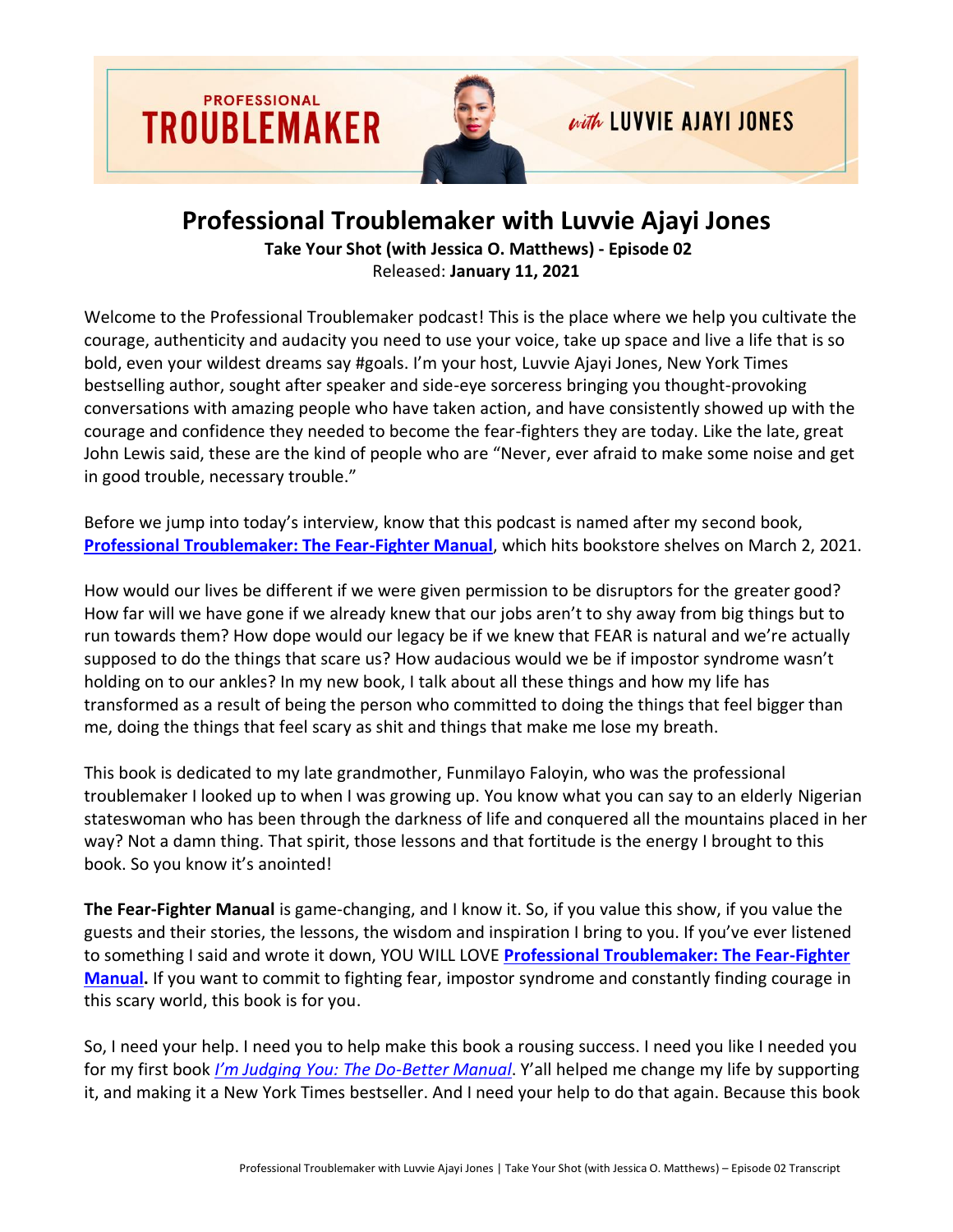# Professional Troublemaker with Luvvie Ajayi Jones

**Take Your Shot (with Jessica O. Matthews) - Episode 02**

Released: **January 11, 2021**

Welcome to the Professional Troublemaker podcast! This is the place where we help you cultivate the courage, authenticity and audacity you need to use your voice, take up space and live a life that is so bold, even your wildest dreams say #goals. I'm your host, Luvvie Ajayi Jones, New York Times bestselling author, sought after speaker and side-eye sorceress bringing you thought-provoking conversations with amazing people who have taken action, and have consistently showed up with the courage and confidence they needed to become the fear-fighters they are today. Like the late, great John Lewis said, these are the kind of people who are "Never, ever afraid to make some noise and get in good trouble, necessary trouble."

Before we jump into today's interview, know that this podcast is named after my second book, **Professional Troublemaker: The Fear-Fighter Manual**, which hits bookstore shelves on March 2, 2021.

How would our lives be different if we were given permission to be disruptors for the greater good? How far will we have gone if we already knew that our jobs aren't to shy away from big things but to run towards them? How dope would our legacy be if we knew that FEAR is natural and we're actually supposed to do the things that scare us? How audacious would we be if impostor syndrome wasn't holding on to our ankles? In my new book, I talk about all these things and how my life has transformed as a result of being the person who committed to doing the things that feel bigger than me, doing the things that feel scary as shit and things that make me lose my breath.

This book is dedicated to my late grandmother, Funmilayo Faloyin, who was the professional troublemaker I looked up to when I was growing up. You know what you can say to an elderly Nigerian stateswoman who has been through the darkness of life and conquered all the mountains placed in her way? Not a damn thing. That spirit, those lessons and that fortitude is the energy I brought to this book. So you know it's anointed!

**The Fear-Fighter Manual** is game-changing, and I know it. So, if you value this show, if you value the guests and their stories, the lessons, the wisdom and inspiration I bring to you. If you've ever listened to something I said and wrote it down, YOU WILL LOVE **Professional Troublemaker: The Fear-Fighter Manual.** If you want to commit to fighting fear, impostor syndrome and constantly finding courage in this scary world, this book is for you.

So, I need your help. I need you to help make this book a rousing success. I need you like I needed you for my first book *I'm Judging You: The Do-Better Manual*. Y'all helped me change my life by supporting it, and making it a New York Times bestseller. And I need your help to do that again. Because this book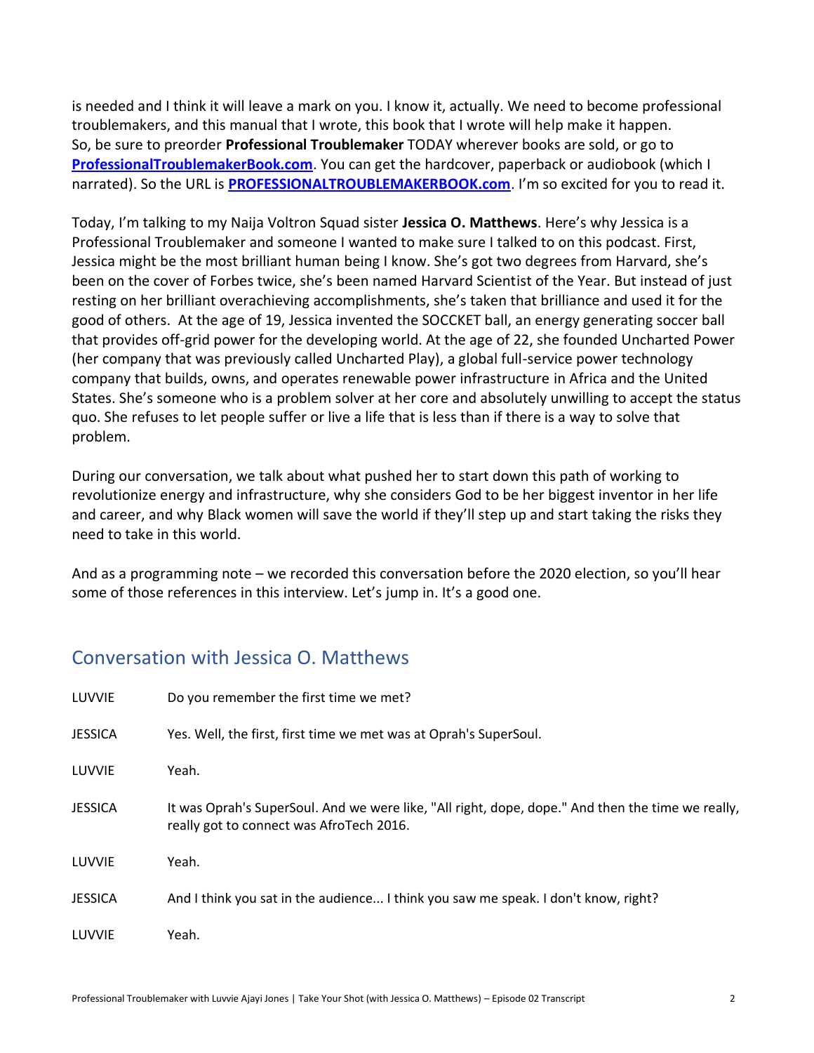is needed and I think it will leave a mark on you. I know it, actually. We need to become professional troublemakers, and this manual that I wrote, this book that I wrote will help make it happen. So, be sure to preorder **Professional Troublemaker** TODAY wherever books are sold, or go to **ProfessionalTroublemakerBook.com**. You can get the hardcover, paperback or audiobook (which I narrated). So the URL is **PROFESSIONALTROUBLEMAKERBOOK.com**. I'm so excited for you to read it.

Today, I'm talking to my Naija Voltron Squad sister **Jessica O. Matthews**. Here's why Jessica is a Professional Troublemaker and someone I wanted to make sure I talked to on this podcast. First, Jessica might be the most brilliant human being I know. She's got two degrees from Harvard, she's been on the cover of Forbes twice, she's been named Harvard Scientist of the Year. But instead of just resting on her brilliant overachieving accomplishments, she's taken that brilliance and used it for the good of others. At the age of 19, Jessica invented the SOCCKET ball, an energy generating soccer ball that provides off-grid power for the developing world. At the age of 22, she founded Uncharted Power (her company that was previously called Uncharted Play), a global full-service power technology company that builds, owns, and operates renewable power infrastructure in Africa and the United States. She's someone who is a problem solver at her core and absolutely unwilling to accept the status quo. She refuses to let people suffer or live a life that is less than if there is a way to solve that problem.

During our conversation, we talk about what pushed her to start down this path of working to revolutionize energy and infrastructure, why she considers God to be her biggest inventor in her life and career, and why Black women will save the world if they'll step up and start taking the risks they need to take in this world.

And as a programming note – we recorded this conversation before the 2020 election, so you'll hear some of those references in this interview. Let's jump in. It's a good one.

## Conversation with Jessica O. Matthews

LUVVIE: Do you remember the first time we met?

JESSICA: Yes. Well, the first, first time we met was at Oprah's SuperSoul.

LUVVIE: Yeah.

JESSICA: It was Oprah's SuperSoul. And we were like, "All right, dope, dope." And then the time we really, really got to connect was AfroTech 2016.

LUVVIE: Yeah.

JESSICA: And I think you sat in the audience... I think you saw me speak. I don't know, right?

LUVVIE: Yeah.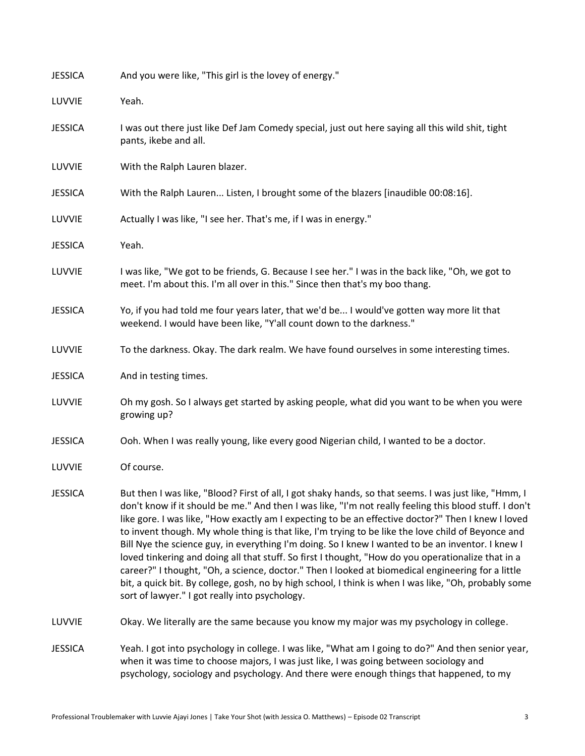**JESSICA** And you were like, "This girl is the lovey of energy."

**LUVVIE** Yeah.

**JESSICA** I was out there just like Def Jam Comedy special, just out here saying all this wild shit, tight pants, ikebe and all.

**LUVVIE** With the Ralph Lauren blazer.

**JESSICA** With the Ralph Lauren... Listen, I brought some of the blazers [inaudible 00:08:16].

**LUVVIE** Actually I was like, "I see her. That's me, if I was in energy."

**JESSICA** Yeah.

**LUVVIE** I was like, "We got to be friends, G. Because I see her." I was in the back like, "Oh, we got to meet. I'm about this. I'm all over in this." Since then that's my boo thang.

**JESSICA** Yo, if you had told me four years later, that we'd be... I would've gotten way more lit that weekend. I would have been like, "Y'all count down to the darkness."

**LUVVIE** To the darkness. Okay. The dark realm. We have found ourselves in some interesting times.

**JESSICA** And in testing times.

**LUVVIE** Oh my gosh. So I always get started by asking people, what did you want to be when you were growing up?

**JESSICA** Ooh. When I was really young, like every good Nigerian child, I wanted to be a doctor.

**LUVVIE** Of course.

**JESSICA** But then I was like, "Blood? First of all, I got shaky hands, so that seems. I was just like, "Hmm, I don't know if it should be me." And then I was like, "I'm not really feeling this blood stuff. I don't like gore. I was like, "How exactly am I expecting to be an effective doctor?" Then I knew I loved to invent though. My whole thing is that like, I'm trying to be like the love child of Beyonce and Bill Nye the science guy, in everything I'm doing. So I knew I wanted to be an inventor. I knew I loved tinkering and doing all that stuff. So first I thought, "How do you operationalize that in a career?" I thought, "Oh, a science, doctor." Then I looked at biomedical engineering for a little bit, a quick bit. By college, gosh, no by high school, I think is when I was like, "Oh, probably some sort of lawyer." I got really into psychology.

**LUVVIE** Okay. We literally are the same because you know my major was my psychology in college.

**JESSICA** Yeah. I got into psychology in college. I was like, "What am I going to do?" And then senior year, when it was time to choose majors, I was just like, I was going between sociology and psychology, sociology and psychology. And there were enough things that happened, to my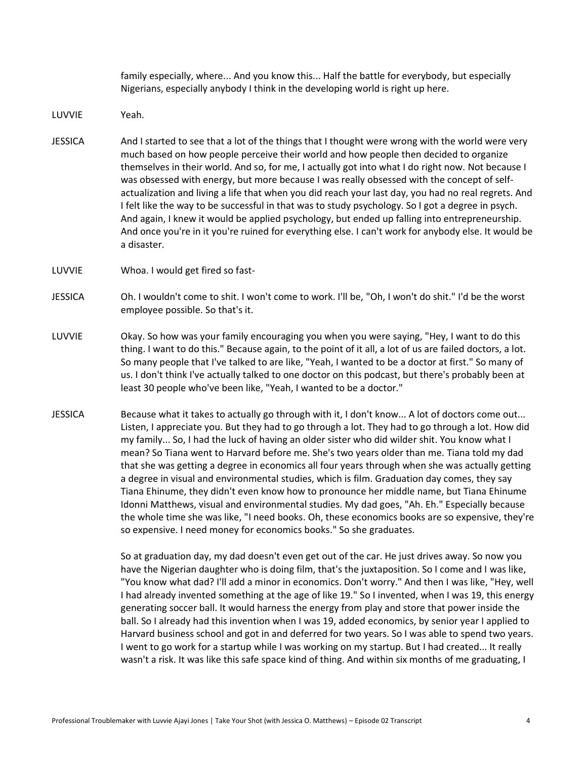family especially, where... And you know this... Half the battle for everybody, but especially Nigerians, especially anybody I think in the developing world is right up here.

LUVVIE Yeah.

JESSICA And I started to see that a lot of the things that I thought were wrong with the world were very much based on how people perceive their world and how people then decided to organize themselves in their world. And so, for me, I actually got into what I do right now. Not because I was obsessed with energy, but more because I was really obsessed with the concept of self-actualization and living a life that when you did reach your last day, you had no real regrets. And I felt like the way to be successful in that was to study psychology. So I got a degree in psych. And again, I knew it would be applied psychology, but ended up falling into entrepreneurship. And once you're in it you're ruined for everything else. I can't work for anybody else. It would be a disaster.

LUVVIE Whoa. I would get fired so fast-

JESSICA Oh. I wouldn't come to shit. I won't come to work. I'll be, "Oh, I won't do shit." I'd be the worst employee possible. So that's it.

LUVVIE Okay. So how was your family encouraging you when you were saying, "Hey, I want to do this thing. I want to do this." Because again, to the point of it all, a lot of us are failed doctors, a lot. So many people that I've talked to are like, "Yeah, I wanted to be a doctor at first." So many of us. I don't think I've actually talked to one doctor on this podcast, but there's probably been at least 30 people who've been like, "Yeah, I wanted to be a doctor."

JESSICA Because what it takes to actually go through with it, I don't know... A lot of doctors come out... Listen, I appreciate you. But they had to go through a lot. They had to go through a lot. How did my family... So, I had the luck of having an older sister who did wilder shit. You know what I mean? So Tiana went to Harvard before me. She's two years older than me. Tiana told my dad that she was getting a degree in economics all four years through when she was actually getting a degree in visual and environmental studies, which is film. Graduation day comes, they say Tiana Ehinume, they didn't even know how to pronounce her middle name, but Tiana Ehinume Idonni Matthews, visual and environmental studies. My dad goes, "Ah. Eh." Especially because the whole time she was like, "I need books. Oh, these economics books are so expensive, they're so expensive. I need money for economics books." So she graduates.

So at graduation day, my dad doesn't even get out of the car. He just drives away. So now you have the Nigerian daughter who is doing film, that's the juxtaposition. So I come and I was like, "You know what dad? I'll add a minor in economics. Don't worry." And then I was like, "Hey, well I had already invented something at the age of like 19." So I invented, when I was 19, this energy generating soccer ball. It would harness the energy from play and store that power inside the ball. So I already had this invention when I was 19, added economics, by senior year I applied to Harvard business school and got in and deferred for two years. So I was able to spend two years. I went to go work for a startup while I was working on my startup. But I had created... It really wasn't a risk. It was like this safe space kind of thing. And within six months of me graduating, I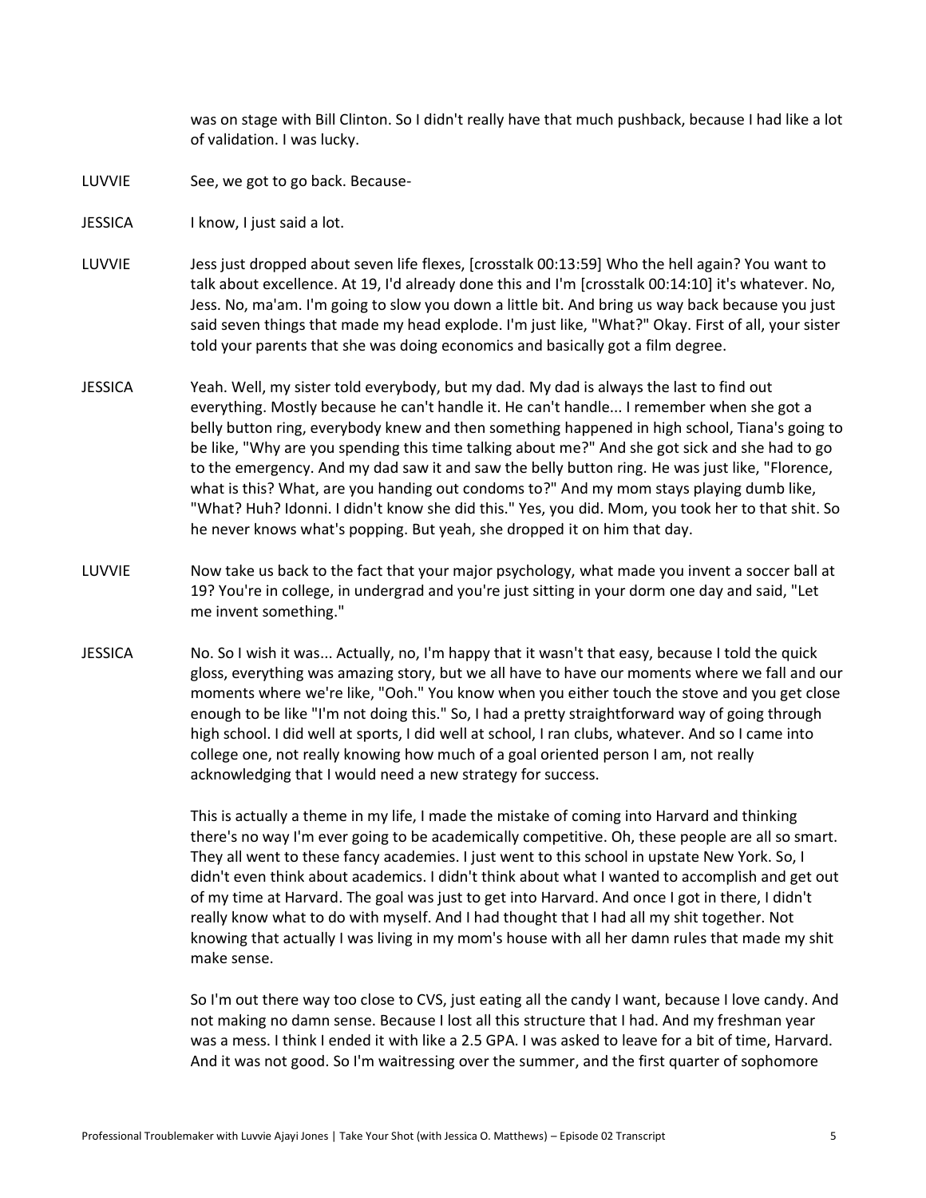was on stage with Bill Clinton. So I didn't really have that much pushback, because I had like a lot of validation. I was lucky.

LUVVIE See, we got to go back. Because-

JESSICA I know, I just said a lot.

LUVVIE Jess just dropped about seven life flexes, [crosstalk 00:13:59] Who the hell again? You want to talk about excellence. At 19, I'd already done this and I'm [crosstalk 00:14:10] it's whatever. No, Jess. No, ma'am. I'm going to slow you down a little bit. And bring us way back because you just said seven things that made my head explode. I'm just like, "What?" Okay. First of all, your sister told your parents that she was doing economics and basically got a film degree.

JESSICA Yeah. Well, my sister told everybody, but my dad. My dad is always the last to find out everything. Mostly because he can't handle it. He can't handle... I remember when she got a belly button ring, everybody knew and then something happened in high school, Tiana's going to be like, "Why are you spending this time talking about me?" And she got sick and she had to go to the emergency. And my dad saw it and saw the belly button ring. He was just like, "Florence, what is this? What, are you handing out condoms to?" And my mom stays playing dumb like, "What? Huh? Idonni. I didn't know she did this." Yes, you did. Mom, you took her to that shit. So he never knows what's popping. But yeah, she dropped it on him that day.

LUVVIE Now take us back to the fact that your major psychology, what made you invent a soccer ball at 19? You're in college, in undergrad and you're just sitting in your dorm one day and said, "Let me invent something."

JESSICA No. So I wish it was... Actually, no, I'm happy that it wasn't that easy, because I told the quick gloss, everything was amazing story, but we all have to have our moments where we fall and our moments where we're like, "Ooh." You know when you either touch the stove and you get close enough to be like "I'm not doing this." So, I had a pretty straightforward way of going through high school. I did well at sports, I did well at school, I ran clubs, whatever. And so I came into college one, not really knowing how much of a goal oriented person I am, not really acknowledging that I would need a new strategy for success.

This is actually a theme in my life, I made the mistake of coming into Harvard and thinking there's no way I'm ever going to be academically competitive. Oh, these people are all so smart. They all went to these fancy academies. I just went to this school in upstate New York. So, I didn't even think about academics. I didn't think about what I wanted to accomplish and get out of my time at Harvard. The goal was just to get into Harvard. And once I got in there, I didn't really know what to do with myself. And I had thought that I had all my shit together. Not knowing that actually I was living in my mom's house with all her damn rules that made my shit make sense.

So I'm out there way too close to CVS, just eating all the candy I want, because I love candy. And not making no damn sense. Because I lost all this structure that I had. And my freshman year was a mess. I think I ended it with like a 2.5 GPA. I was asked to leave for a bit of time, Harvard. And it was not good. So I'm waitressing over the summer, and the first quarter of sophomore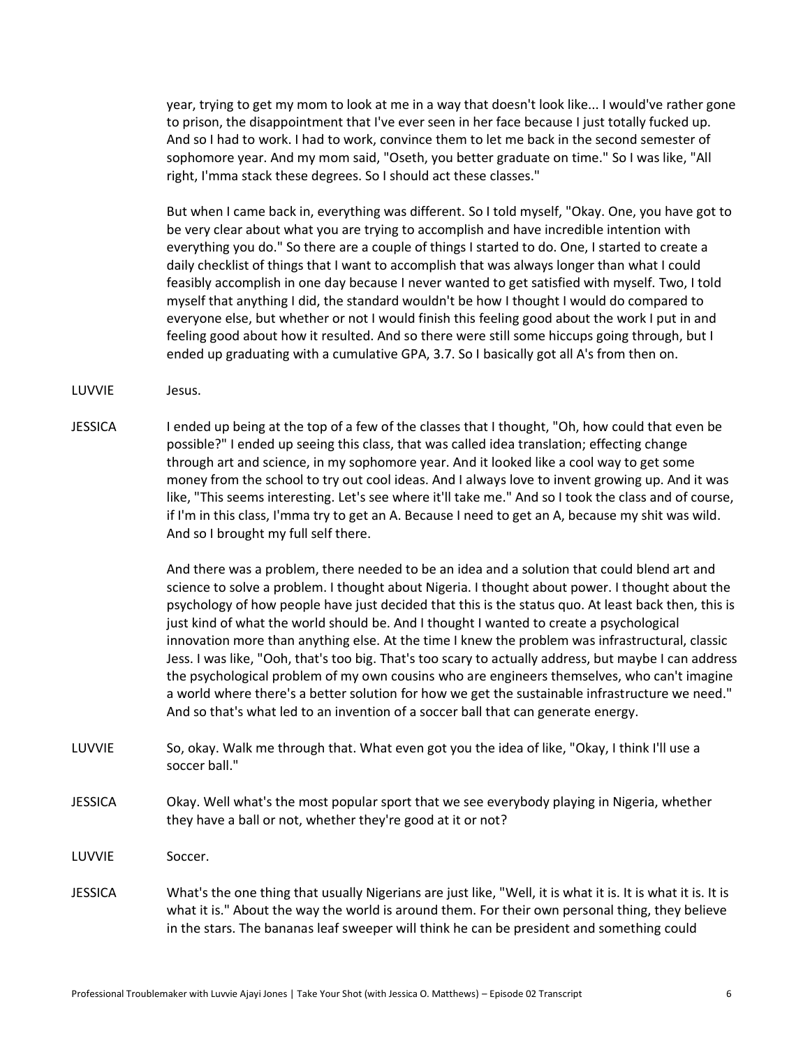year, trying to get my mom to look at me in a way that doesn't look like... I would've rather gone to prison, the disappointment that I've ever seen in her face because I just totally fucked up. And so I had to work. I had to work, convince them to let me back in the second semester of sophomore year. And my mom said, "Oseth, you better graduate on time." So I was like, "All right, I'mma stack these degrees. So I should act these classes."

But when I came back in, everything was different. So I told myself, "Okay. One, you have got to be very clear about what you are trying to accomplish and have incredible intention with everything you do." So there are a couple of things I started to do. One, I started to create a daily checklist of things that I want to accomplish that was always longer than what I could feasibly accomplish in one day because I never wanted to get satisfied with myself. Two, I told myself that anything I did, the standard wouldn't be how I thought I would do compared to everyone else, but whether or not I would finish this feeling good about the work I put in and feeling good about how it resulted. And so there were still some hiccups going through, but I ended up graduating with a cumulative GPA, 3.7. So I basically got all A's from then on.

LUVVIE Jesus.

JESSICA I ended up being at the top of a few of the classes that I thought, "Oh, how could that even be possible?" I ended up seeing this class, that was called idea translation; effecting change through art and science, in my sophomore year. And it looked like a cool way to get some money from the school to try out cool ideas. And I always love to invent growing up. And it was like, "This seems interesting. Let's see where it'll take me." And so I took the class and of course, if I'm in this class, I'mma try to get an A. Because I need to get an A, because my shit was wild. And so I brought my full self there.

And there was a problem, there needed to be an idea and a solution that could blend art and science to solve a problem. I thought about Nigeria. I thought about power. I thought about the psychology of how people have just decided that this is the status quo. At least back then, this is just kind of what the world should be. And I thought I wanted to create a psychological innovation more than anything else. At the time I knew the problem was infrastructural, classic Jess. I was like, "Ooh, that's too big. That's too scary to actually address, but maybe I can address the psychological problem of my own cousins who are engineers themselves, who can't imagine a world where there's a better solution for how we get the sustainable infrastructure we need." And so that's what led to an invention of a soccer ball that can generate energy.

LUVVIE So, okay. Walk me through that. What even got you the idea of like, "Okay, I think I'll use a soccer ball."

JESSICA Okay. Well what's the most popular sport that we see everybody playing in Nigeria, whether they have a ball or not, whether they're good at it or not?

LUVVIE Soccer.

JESSICA What's the one thing that usually Nigerians are just like, "Well, it is what it is. It is what it is. It is what it is." About the way the world is around them. For their own personal thing, they believe in the stars. The bananas leaf sweeper will think he can be president and something could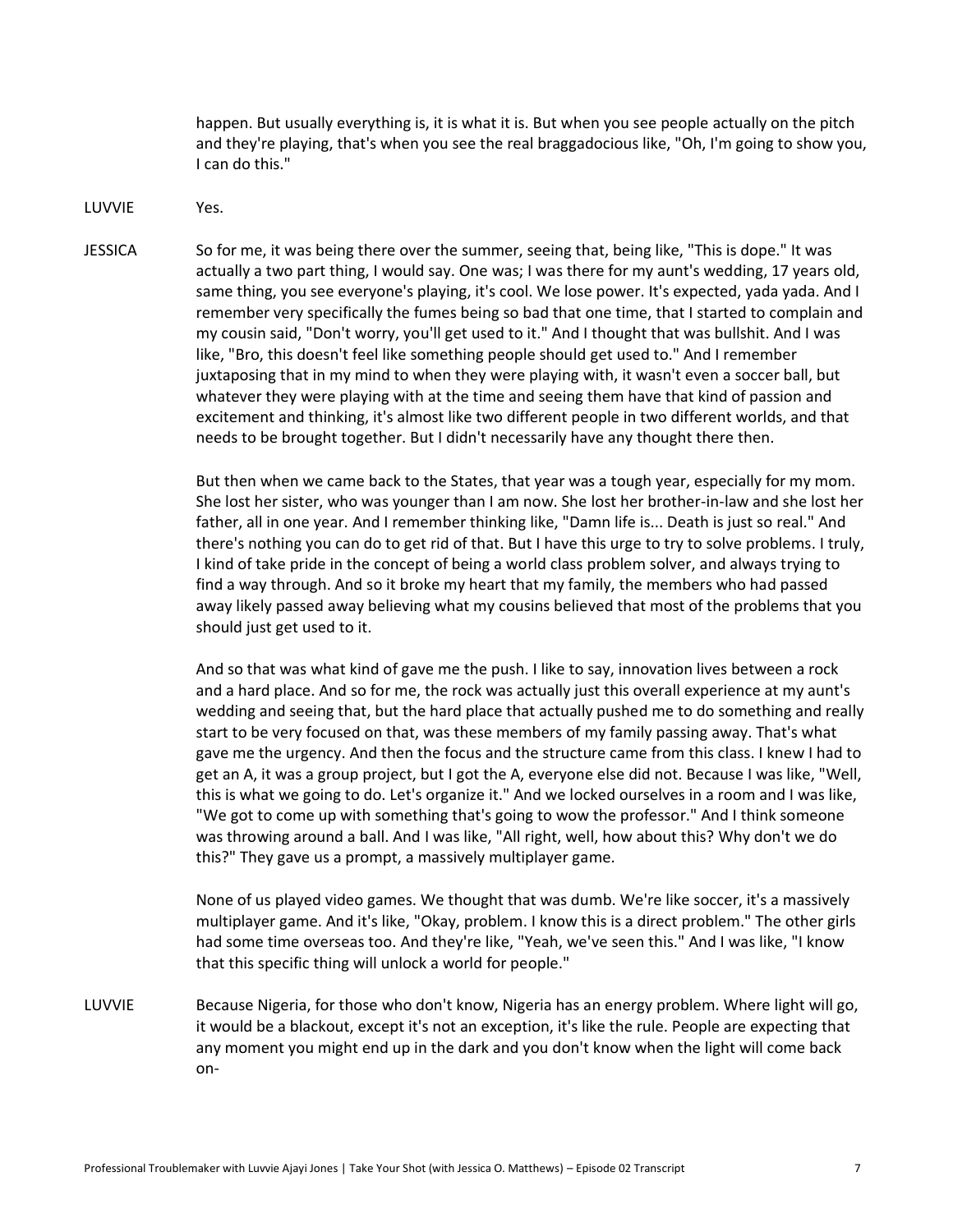happen. But usually everything is, it is what it is. But when you see people actually on the pitch and they're playing, that's when you see the real braggadocious like, "Oh, I'm going to show you, I can do this."

LUVVIE Yes.

JESSICA So for me, it was being there over the summer, seeing that, being like, "This is dope." It was actually a two part thing, I would say. One was; I was there for my aunt's wedding, 17 years old, same thing, you see everyone's playing, it's cool. We lose power. It's expected, yada yada. And I remember very specifically the fumes being so bad that one time, that I started to complain and my cousin said, "Don't worry, you'll get used to it." And I thought that was bullshit. And I was like, "Bro, this doesn't feel like something people should get used to." And I remember juxtaposing that in my mind to when they were playing with, it wasn't even a soccer ball, but whatever they were playing with at the time and seeing them have that kind of passion and excitement and thinking, it's almost like two different people in two different worlds, and that needs to be brought together. But I didn't necessarily have any thought there then.

But then when we came back to the States, that year was a tough year, especially for my mom. She lost her sister, who was younger than I am now. She lost her brother-in-law and she lost her father, all in one year. And I remember thinking like, "Damn life is... Death is just so real." And there's nothing you can do to get rid of that. But I have this urge to try to solve problems. I truly, I kind of take pride in the concept of being a world class problem solver, and always trying to find a way through. And so it broke my heart that my family, the members who had passed away likely passed away believing what my cousins believed that most of the problems that you should just get used to it.

And so that was what kind of gave me the push. I like to say, innovation lives between a rock and a hard place. And so for me, the rock was actually just this overall experience at my aunt's wedding and seeing that, but the hard place that actually pushed me to do something and really start to be very focused on that, was these members of my family passing away. That's what gave me the urgency. And then the focus and the structure came from this class. I knew I had to get an A, it was a group project, but I got the A, everyone else did not. Because I was like, "Well, this is what we going to do. Let's organize it." And we locked ourselves in a room and I was like, "We got to come up with something that's going to wow the professor." And I think someone was throwing around a ball. And I was like, "All right, well, how about this? Why don't we do this?" They gave us a prompt, a massively multiplayer game.

None of us played video games. We thought that was dumb. We're like soccer, it's a massively multiplayer game. And it's like, "Okay, problem. I know this is a direct problem." The other girls had some time overseas too. And they're like, "Yeah, we've seen this." And I was like, "I know that this specific thing will unlock a world for people."

LUVVIE Because Nigeria, for those who don't know, Nigeria has an energy problem. Where light will go, it would be a blackout, except it's not an exception, it's like the rule. People are expecting that any moment you might end up in the dark and you don't know when the light will come back on-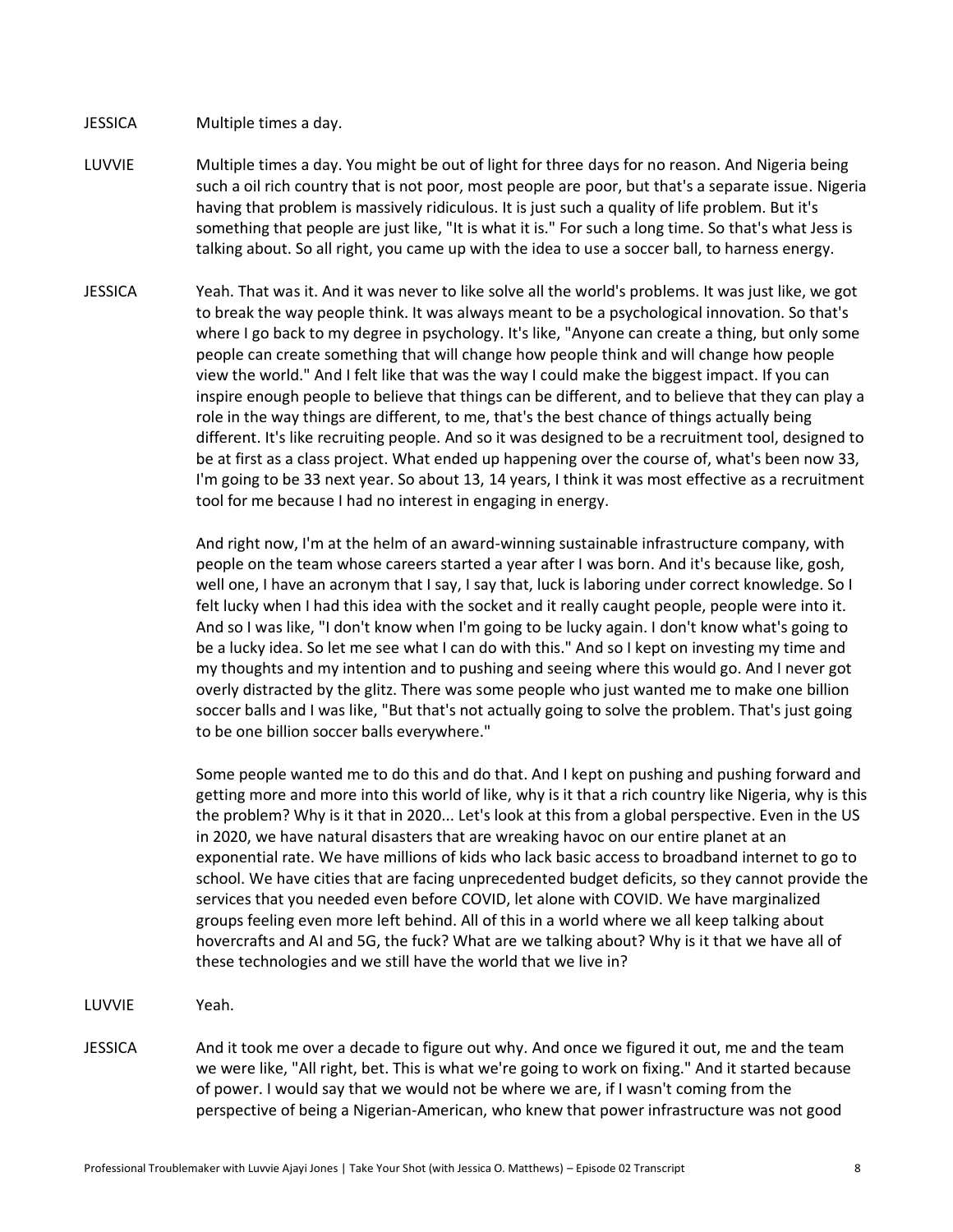JESSICA Multiple times a day.

LUVVIE Multiple times a day. You might be out of light for three days for no reason. And Nigeria being such a oil rich country that is not poor, most people are poor, but that's a separate issue. Nigeria having that problem is massively ridiculous. It is just such a quality of life problem. But it's something that people are just like, "It is what it is." For such a long time. So that's what Jess is talking about. So all right, you came up with the idea to use a soccer ball, to harness energy.

JESSICA Yeah. That was it. And it was never to like solve all the world's problems. It was just like, we got to break the way people think. It was always meant to be a psychological innovation. So that's where I go back to my degree in psychology. It's like, "Anyone can create a thing, but only some people can create something that will change how people think and will change how people view the world." And I felt like that was the way I could make the biggest impact. If you can inspire enough people to believe that things can be different, and to believe that they can play a role in the way things are different, to me, that's the best chance of things actually being different. It's like recruiting people. And so it was designed to be a recruitment tool, designed to be at first as a class project. What ended up happening over the course of, what's been now 33, I'm going to be 33 next year. So about 13, 14 years, I think it was most effective as a recruitment tool for me because I had no interest in engaging in energy.

And right now, I'm at the helm of an award-winning sustainable infrastructure company, with people on the team whose careers started a year after I was born. And it's because like, gosh, well one, I have an acronym that I say, I say that, luck is laboring under correct knowledge. So I felt lucky when I had this idea with the socket and it really caught people, people were into it. And so I was like, "I don't know when I'm going to be lucky again. I don't know what's going to be a lucky idea. So let me see what I can do with this." And so I kept on investing my time and my thoughts and my intention and to pushing and seeing where this would go. And I never got overly distracted by the glitz. There was some people who just wanted me to make one billion soccer balls and I was like, "But that's not actually going to solve the problem. That's just going to be one billion soccer balls everywhere."

Some people wanted me to do this and do that. And I kept on pushing and pushing forward and getting more and more into this world of like, why is it that a rich country like Nigeria, why is this the problem? Why is it that in 2020... Let's look at this from a global perspective. Even in the US in 2020, we have natural disasters that are wreaking havoc on our entire planet at an exponential rate. We have millions of kids who lack basic access to broadband internet to go to school. We have cities that are facing unprecedented budget deficits, so they cannot provide the services that you needed even before COVID, let alone with COVID. We have marginalized groups feeling even more left behind. All of this in a world where we all keep talking about hovercrafts and AI and 5G, the fuck? What are we talking about? Why is it that we have all of these technologies and we still have the world that we live in?

LUVVIE Yeah.

JESSICA And it took me over a decade to figure out why. And once we figured it out, me and the team we were like, "All right, bet. This is what we're going to work on fixing." And it started because of power. I would say that we would not be where we are, if I wasn't coming from the perspective of being a Nigerian-American, who knew that power infrastructure was not good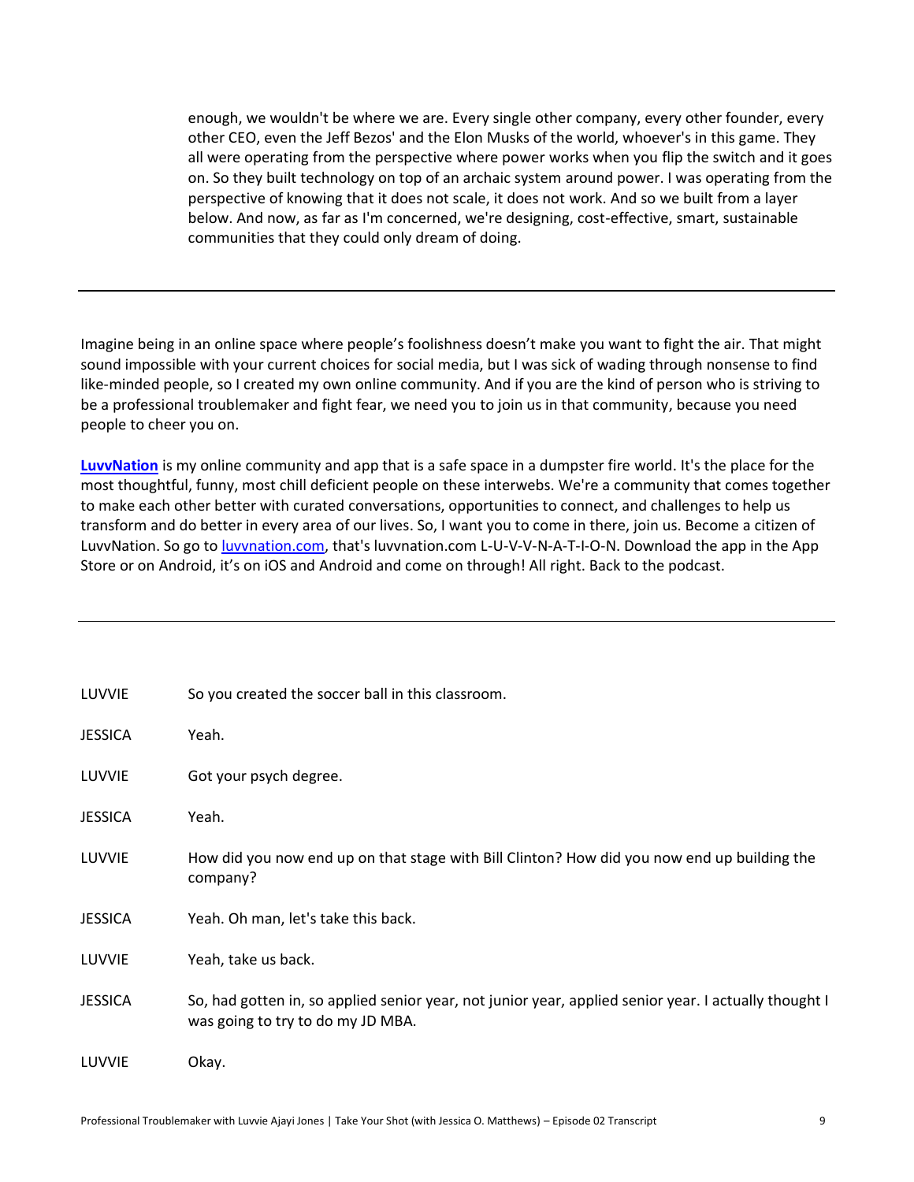enough, we wouldn't be where we are. Every single other company, every other founder, every other CEO, even the Jeff Bezos' and the Elon Musks of the world, whoever's in this game. They all were operating from the perspective where power works when you flip the switch and it goes on. So they built technology on top of an archaic system around power. I was operating from the perspective of knowing that it does not scale, it does not work. And so we built from a layer below. And now, as far as I'm concerned, we're designing, cost-effective, smart, sustainable communities that they could only dream of doing.

---

Imagine being in an online space where people's foolishness doesn't make you want to fight the air. That might sound impossible with your current choices for social media, but I was sick of wading through nonsense to find like-minded people, so I created my own online community. And if you are the kind of person who is striving to be a professional troublemaker and fight fear, we need you to join us in that community, because you need people to cheer you on.

**[LuvvNation](https://luvvnation.com)** is my online community and app that is a safe space in a dumpster fire world. It's the place for the most thoughtful, funny, most chill deficient people on these interwebs. We're a community that comes together to make each other better with curated conversations, opportunities to connect, and challenges to help us transform and do better in every area of our lives. So, I want you to come in there, join us. Become a citizen of LuvvNation. So go to [luvvnation.com](https://luvvnation.com), that's luvvnation.com L-U-V-V-N-A-T-I-O-N. Download the app in the App Store or on Android, it's on iOS and Android and come on through! All right. Back to the podcast.

---

LUVVIE So you created the soccer ball in this classroom.

JESSICA Yeah.

LUVVIE Got your psych degree.

JESSICA Yeah.

LUVVIE How did you now end up on that stage with Bill Clinton? How did you now end up building the company?

JESSICA Yeah. Oh man, let's take this back.

LUVVIE Yeah, take us back.

JESSICA So, had gotten in, so applied senior year, not junior year, applied senior year. I actually thought I was going to try to do my JD MBA.

LUVVIE Okay.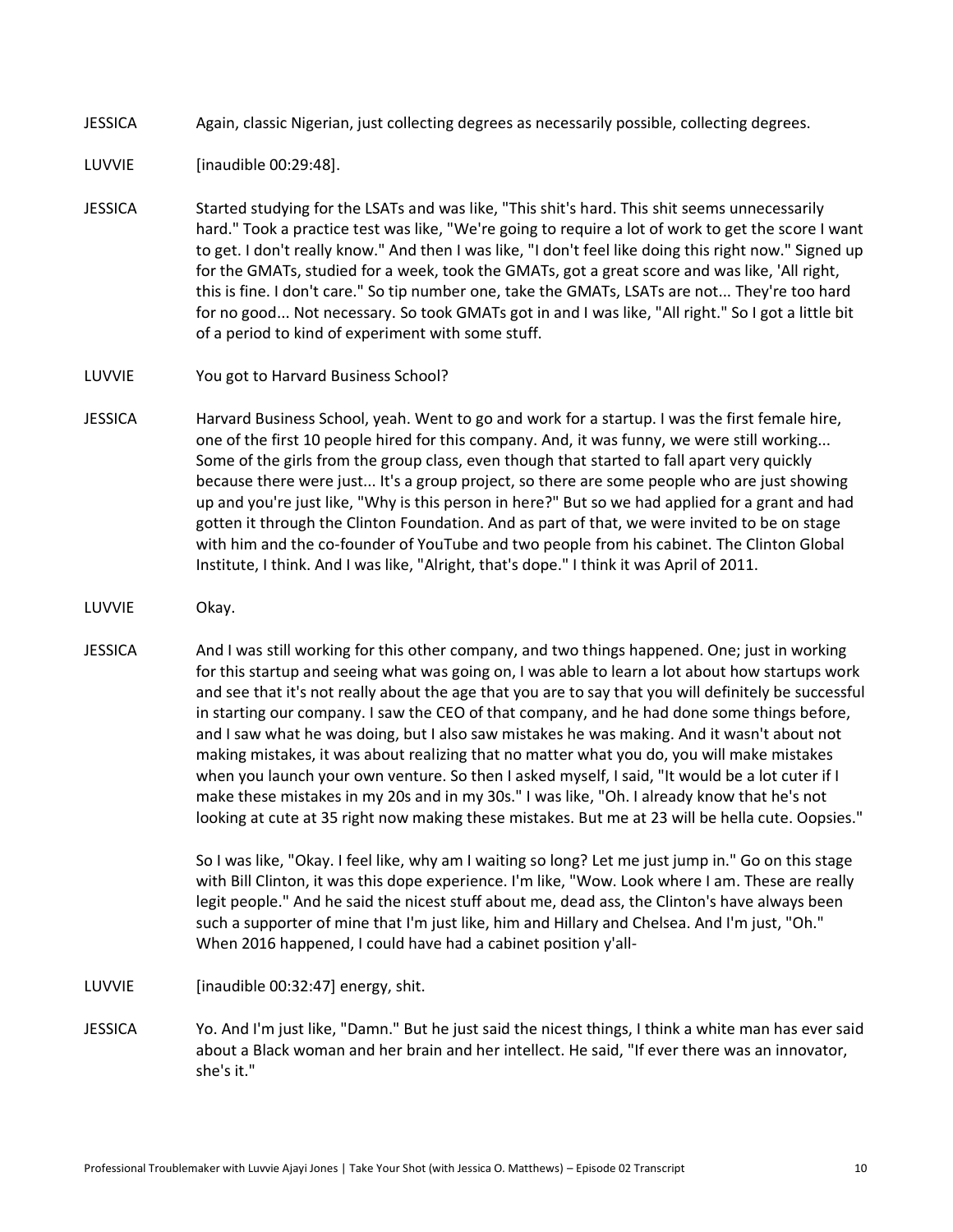JESSICA Again, classic Nigerian, just collecting degrees as necessarily possible, collecting degrees.

LUVVIE [inaudible 00:29:48].

JESSICA Started studying for the LSATs and was like, "This shit's hard. This shit seems unnecessarily hard." Took a practice test was like, "We're going to require a lot of work to get the score I want to get. I don't really know." And then I was like, "I don't feel like doing this right now." Signed up for the GMATs, studied for a week, took the GMATs, got a great score and was like, 'All right, this is fine. I don't care." So tip number one, take the GMATs, LSATs are not... They're too hard for no good... Not necessary. So took GMATs got in and I was like, "All right." So I got a little bit of a period to kind of experiment with some stuff.

LUVVIE You got to Harvard Business School?

JESSICA Harvard Business School, yeah. Went to go and work for a startup. I was the first female hire, one of the first 10 people hired for this company. And, it was funny, we were still working... Some of the girls from the group class, even though that started to fall apart very quickly because there were just... It's a group project, so there are some people who are just showing up and you're just like, "Why is this person in here?" But so we had applied for a grant and had gotten it through the Clinton Foundation. And as part of that, we were invited to be on stage with him and the co-founder of YouTube and two people from his cabinet. The Clinton Global Institute, I think. And I was like, "Alright, that's dope." I think it was April of 2011.

LUVVIE Okay.

JESSICA And I was still working for this other company, and two things happened. One; just in working for this startup and seeing what was going on, I was able to learn a lot about how startups work and see that it's not really about the age that you are to say that you will definitely be successful in starting our company. I saw the CEO of that company, and he had done some things before, and I saw what he was doing, but I also saw mistakes he was making. And it wasn't about not making mistakes, it was about realizing that no matter what you do, you will make mistakes when you launch your own venture. So then I asked myself, I said, "It would be a lot cuter if I make these mistakes in my 20s and in my 30s." I was like, "Oh. I already know that he's not looking at cute at 35 right now making these mistakes. But me at 23 will be hella cute. Oopsies."

So I was like, "Okay. I feel like, why am I waiting so long? Let me just jump in." Go on this stage with Bill Clinton, it was this dope experience. I'm like, "Wow. Look where I am. These are really legit people." And he said the nicest stuff about me, dead ass, the Clinton's have always been such a supporter of mine that I'm just like, him and Hillary and Chelsea. And I'm just, "Oh." When 2016 happened, I could have had a cabinet position y'all-

LUVVIE [inaudible 00:32:47] energy, shit.

JESSICA Yo. And I'm just like, "Damn." But he just said the nicest things, I think a white man has ever said about a Black woman and her brain and her intellect. He said, "If ever there was an innovator, she's it."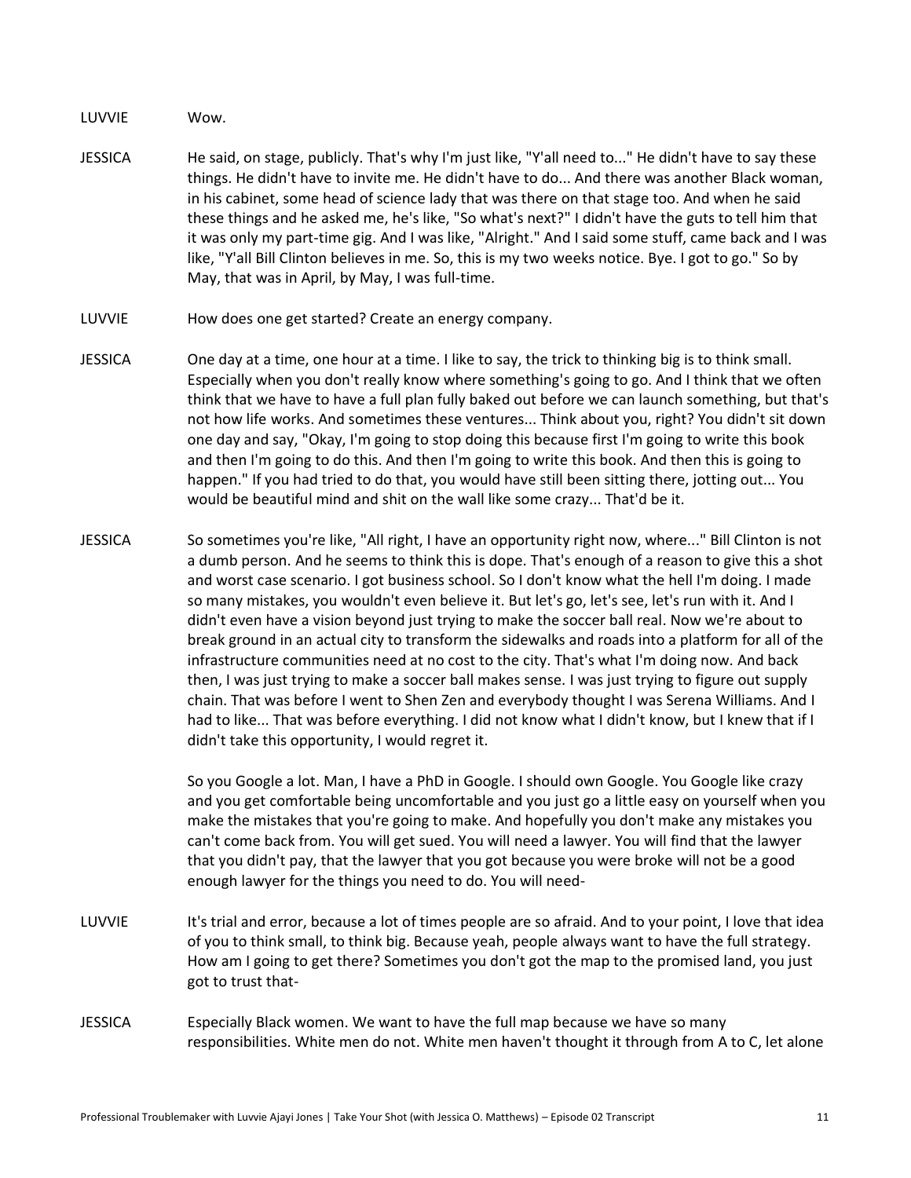LUVVIE Wow.

JESSICA He said, on stage, publicly. That's why I'm just like, "Y'all need to..." He didn't have to say these things. He didn't have to invite me. He didn't have to do... And there was another Black woman, in his cabinet, some head of science lady that was there on that stage too. And when he said these things and he asked me, he's like, "So what's next?" I didn't have the guts to tell him that it was only my part-time gig. And I was like, "Alright." And I said some stuff, came back and I was like, "Y'all Bill Clinton believes in me. So, this is my two weeks notice. Bye. I got to go." So by May, that was in April, by May, I was full-time.

LUVVIE How does one get started? Create an energy company.

JESSICA One day at a time, one hour at a time. I like to say, the trick to thinking big is to think small. Especially when you don't really know where something's going to go. And I think that we often think that we have to have a full plan fully baked out before we can launch something, but that's not how life works. And sometimes these ventures... Think about you, right? You didn't sit down one day and say, "Okay, I'm going to stop doing this because first I'm going to write this book and then I'm going to do this. And then I'm going to write this book. And then this is going to happen." If you had tried to do that, you would have still been sitting there, jotting out... You would be beautiful mind and shit on the wall like some crazy... That'd be it.

JESSICA So sometimes you're like, "All right, I have an opportunity right now, where..." Bill Clinton is not a dumb person. And he seems to think this is dope. That's enough of a reason to give this a shot and worst case scenario. I got business school. So I don't know what the hell I'm doing. I made so many mistakes, you wouldn't even believe it. But let's go, let's see, let's run with it. And I didn't even have a vision beyond just trying to make the soccer ball real. Now we're about to break ground in an actual city to transform the sidewalks and roads into a platform for all of the infrastructure communities need at no cost to the city. That's what I'm doing now. And back then, I was just trying to make a soccer ball makes sense. I was just trying to figure out supply chain. That was before I went to Shen Zen and everybody thought I was Serena Williams. And I had to like... That was before everything. I did not know what I didn't know, but I knew that if I didn't take this opportunity, I would regret it.

So you Google a lot. Man, I have a PhD in Google. I should own Google. You Google like crazy and you get comfortable being uncomfortable and you just go a little easy on yourself when you make the mistakes that you're going to make. And hopefully you don't make any mistakes you can't come back from. You will get sued. You will need a lawyer. You will find that the lawyer that you didn't pay, that the lawyer that you got because you were broke will not be a good enough lawyer for the things you need to do. You will need-

LUVVIE It's trial and error, because a lot of times people are so afraid. And to your point, I love that idea of you to think small, to think big. Because yeah, people always want to have the full strategy. How am I going to get there? Sometimes you don't got the map to the promised land, you just got to trust that-

JESSICA Especially Black women. We want to have the full map because we have so many responsibilities. White men do not. White men haven't thought it through from A to C, let alone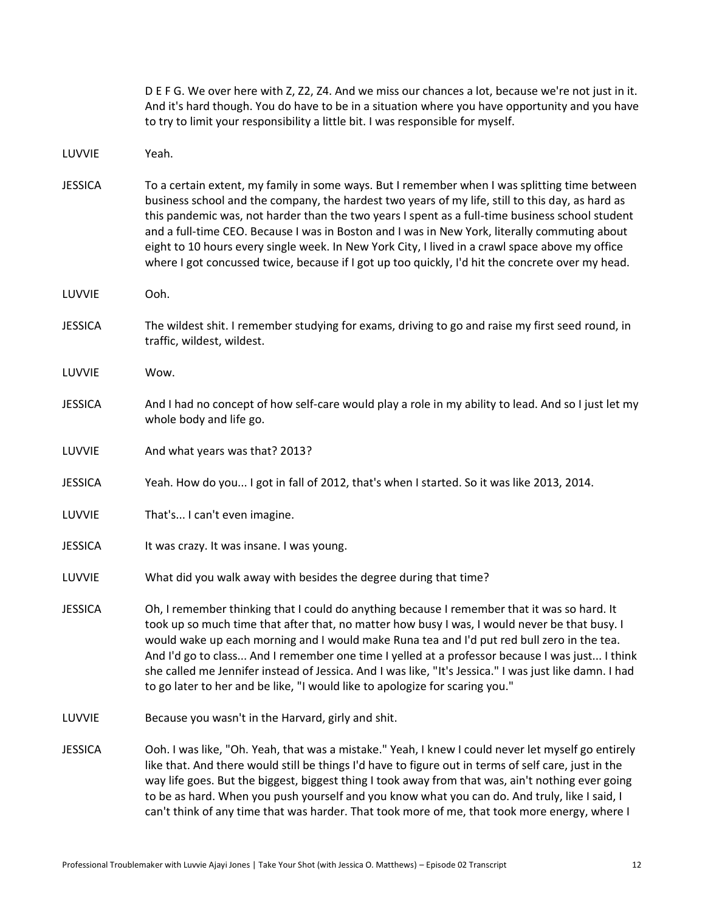D E F G. We over here with Z, Z2, Z4. And we miss our chances a lot, because we're not just in it. And it's hard though. You do have to be in a situation where you have opportunity and you have to try to limit your responsibility a little bit. I was responsible for myself.

LUVVIE Yeah.

JESSICA To a certain extent, my family in some ways. But I remember when I was splitting time between business school and the company, the hardest two years of my life, still to this day, as hard as this pandemic was, not harder than the two years I spent as a full-time business school student and a full-time CEO. Because I was in Boston and I was in New York, literally commuting about eight to 10 hours every single week. In New York City, I lived in a crawl space above my office where I got concussed twice, because if I got up too quickly, I'd hit the concrete over my head.

LUVVIE Ooh.

JESSICA The wildest shit. I remember studying for exams, driving to go and raise my first seed round, in traffic, wildest, wildest.

LUVVIE Wow.

JESSICA And I had no concept of how self-care would play a role in my ability to lead. And so I just let my whole body and life go.

LUVVIE And what years was that? 2013?

JESSICA Yeah. How do you... I got in fall of 2012, that's when I started. So it was like 2013, 2014.

LUVVIE That's... I can't even imagine.

JESSICA It was crazy. It was insane. I was young.

LUVVIE What did you walk away with besides the degree during that time?

JESSICA Oh, I remember thinking that I could do anything because I remember that it was so hard. It took up so much time that after that, no matter how busy I was, I would never be that busy. I would wake up each morning and I would make Runa tea and I'd put red bull zero in the tea. And I'd go to class... And I remember one time I yelled at a professor because I was just... I think she called me Jennifer instead of Jessica. And I was like, "It's Jessica." I was just like damn. I had to go later to her and be like, "I would like to apologize for scaring you."

LUVVIE Because you wasn't in the Harvard, girly and shit.

JESSICA Ooh. I was like, "Oh. Yeah, that was a mistake." Yeah, I knew I could never let myself go entirely like that. And there would still be things I'd have to figure out in terms of self care, just in the way life goes. But the biggest, biggest thing I took away from that was, ain't nothing ever going to be as hard. When you push yourself and you know what you can do. And truly, like I said, I can't think of any time that was harder. That took more of me, that took more energy, where I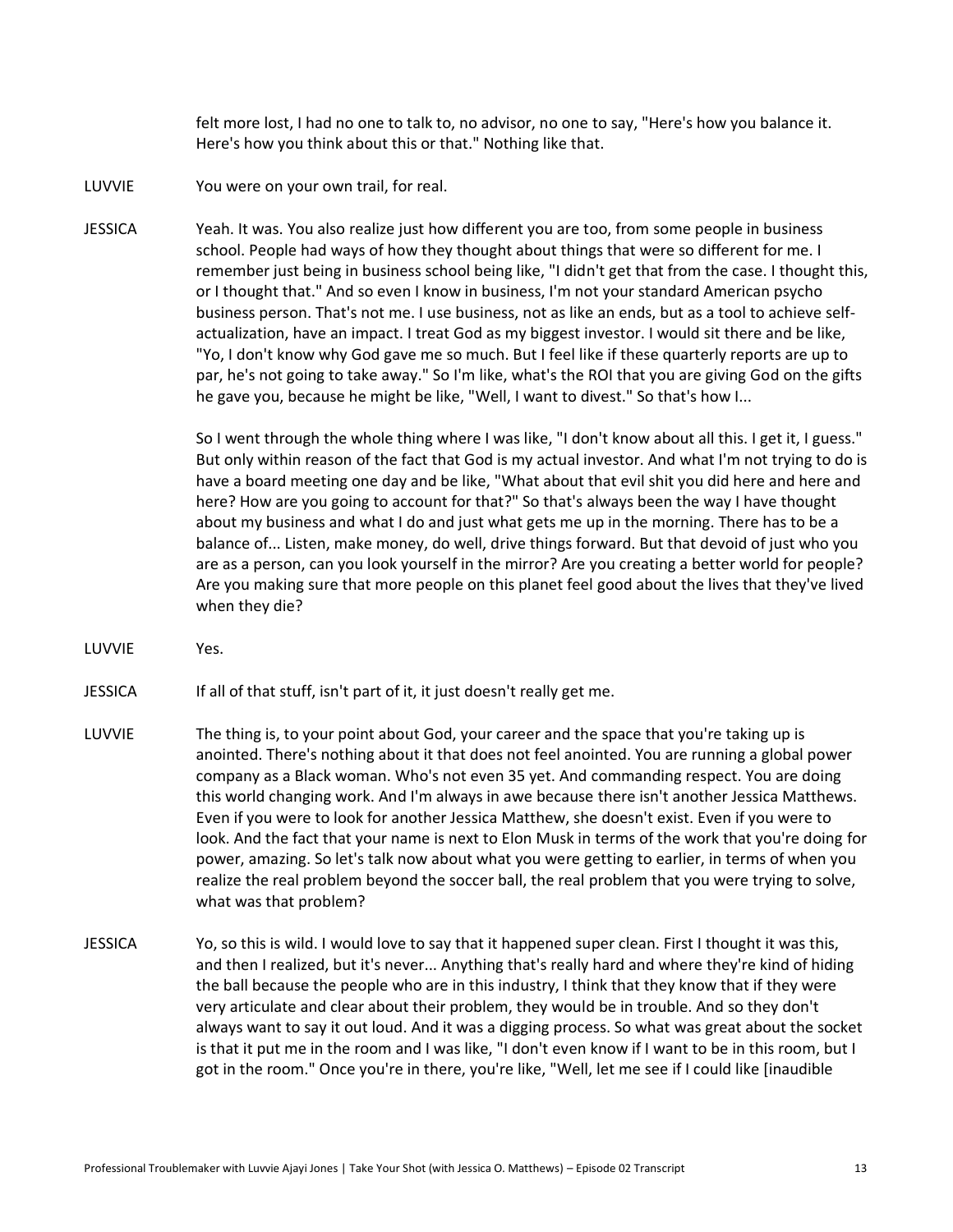felt more lost, I had no one to talk to, no advisor, no one to say, "Here's how you balance it. Here's how you think about this or that." Nothing like that.

LUVVIE You were on your own trail, for real.

JESSICA Yeah. It was. You also realize just how different you are too, from some people in business school. People had ways of how they thought about things that were so different for me. I remember just being in business school being like, "I didn't get that from the case. I thought this, or I thought that." And so even I know in business, I'm not your standard American psycho business person. That's not me. I use business, not as like an ends, but as a tool to achieve self-actualization, have an impact. I treat God as my biggest investor. I would sit there and be like, "Yo, I don't know why God gave me so much. But I feel like if these quarterly reports are up to par, he's not going to take away." So I'm like, what's the ROI that you are giving God on the gifts he gave you, because he might be like, "Well, I want to divest." So that's how I...

So I went through the whole thing where I was like, "I don't know about all this. I get it, I guess." But only within reason of the fact that God is my actual investor. And what I'm not trying to do is have a board meeting one day and be like, "What about that evil shit you did here and here and here? How are you going to account for that?" So that's always been the way I have thought about my business and what I do and just what gets me up in the morning. There has to be a balance of... Listen, make money, do well, drive things forward. But that devoid of just who you are as a person, can you look yourself in the mirror? Are you creating a better world for people? Are you making sure that more people on this planet feel good about the lives that they've lived when they die?

LUVVIE Yes.

JESSICA If all of that stuff, isn't part of it, it just doesn't really get me.

LUVVIE The thing is, to your point about God, your career and the space that you're taking up is anointed. There's nothing about it that does not feel anointed. You are running a global power company as a Black woman. Who's not even 35 yet. And commanding respect. You are doing this world changing work. And I'm always in awe because there isn't another Jessica Matthews. Even if you were to look for another Jessica Matthew, she doesn't exist. Even if you were to look. And the fact that your name is next to Elon Musk in terms of the work that you're doing for power, amazing. So let's talk now about what you were getting to earlier, in terms of when you realize the real problem beyond the soccer ball, the real problem that you were trying to solve, what was that problem?

JESSICA Yo, so this is wild. I would love to say that it happened super clean. First I thought it was this, and then I realized, but it's never... Anything that's really hard and where they're kind of hiding the ball because the people who are in this industry, I think that they know that if they were very articulate and clear about their problem, they would be in trouble. And so they don't always want to say it out loud. And it was a digging process. So what was great about the socket is that it put me in the room and I was like, "I don't even know if I want to be in this room, but I got in the room." Once you're in there, you're like, "Well, let me see if I could like [inaudible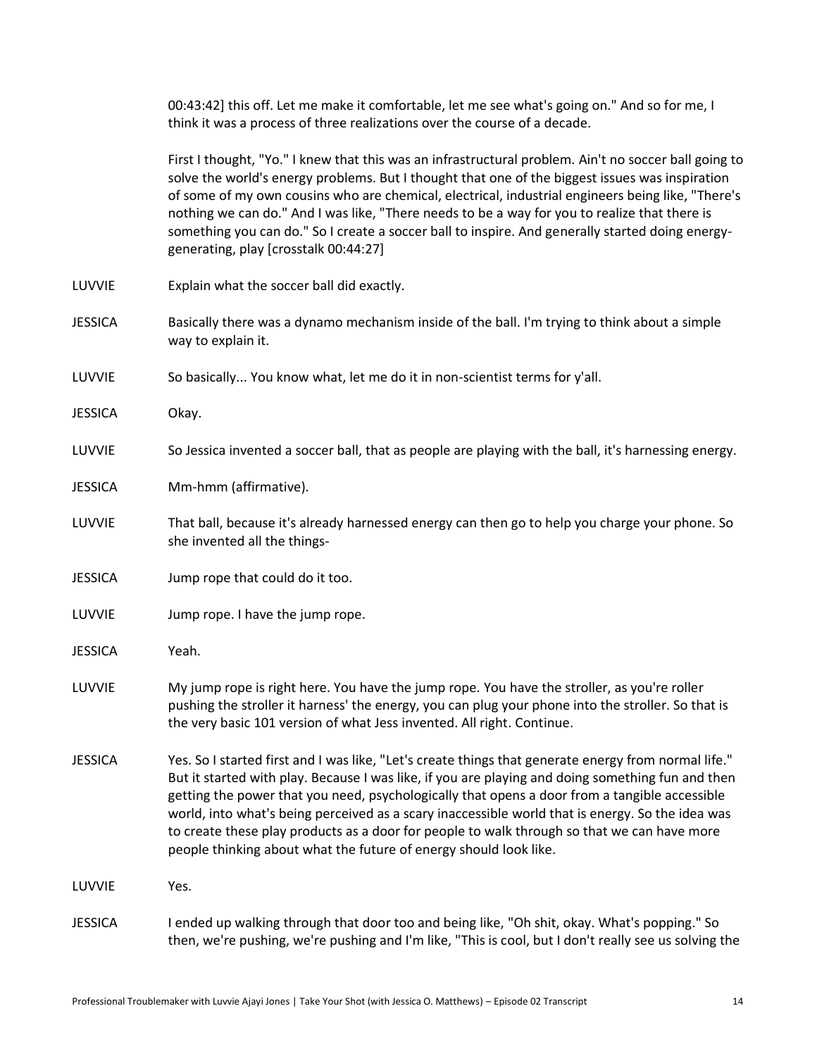00:43:42] this off. Let me make it comfortable, let me see what's going on." And so for me, I think it was a process of three realizations over the course of a decade.

First I thought, "Yo." I knew that this was an infrastructural problem. Ain't no soccer ball going to solve the world's energy problems. But I thought that one of the biggest issues was inspiration of some of my own cousins who are chemical, electrical, industrial engineers being like, "There's nothing we can do." And I was like, "There needs to be a way for you to realize that there is something you can do." So I create a soccer ball to inspire. And generally started doing energy-generating, play [crosstalk 00:44:27]

LUVVIE: Explain what the soccer ball did exactly.

JESSICA: Basically there was a dynamo mechanism inside of the ball. I'm trying to think about a simple way to explain it.

LUVVIE: So basically... You know what, let me do it in non-scientist terms for y'all.

JESSICA: Okay.

LUVVIE: So Jessica invented a soccer ball, that as people are playing with the ball, it's harnessing energy.

JESSICA: Mm-hmm (affirmative).

LUVVIE: That ball, because it's already harnessed energy can then go to help you charge your phone. So she invented all the things-

JESSICA: Jump rope that could do it too.

LUVVIE: Jump rope. I have the jump rope.

JESSICA: Yeah.

LUVVIE: My jump rope is right here. You have the jump rope. You have the stroller, as you're roller pushing the stroller it harness' the energy, you can plug your phone into the stroller. So that is the very basic 101 version of what Jess invented. All right. Continue.

JESSICA: Yes. So I started first and I was like, "Let's create things that generate energy from normal life." But it started with play. Because I was like, if you are playing and doing something fun and then getting the power that you need, psychologically that opens a door from a tangible accessible world, into what's being perceived as a scary inaccessible world that is energy. So the idea was to create these play products as a door for people to walk through so that we can have more people thinking about what the future of energy should look like.

LUVVIE: Yes.

JESSICA: I ended up walking through that door too and being like, "Oh shit, okay. What's popping." So then, we're pushing, we're pushing and I'm like, "This is cool, but I don't really see us solving the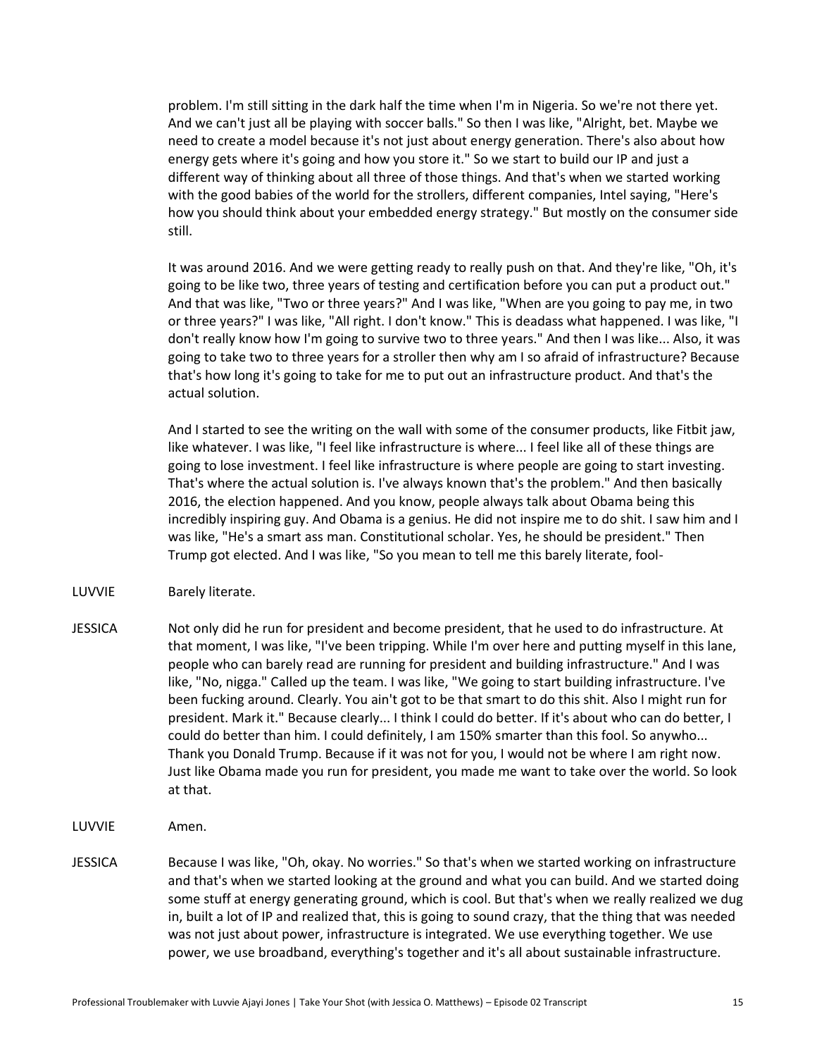problem. I'm still sitting in the dark half the time when I'm in Nigeria. So we're not there yet. And we can't just all be playing with soccer balls." So then I was like, "Alright, bet. Maybe we need to create a model because it's not just about energy generation. There's also about how energy gets where it's going and how you store it." So we start to build our IP and just a different way of thinking about all three of those things. And that's when we started working with the good babies of the world for the strollers, different companies, Intel saying, "Here's how you should think about your embedded energy strategy." But mostly on the consumer side still.

It was around 2016. And we were getting ready to really push on that. And they're like, "Oh, it's going to be like two, three years of testing and certification before you can put a product out." And that was like, "Two or three years?" And I was like, "When are you going to pay me, in two or three years?" I was like, "All right. I don't know." This is deadass what happened. I was like, "I don't really know how I'm going to survive two to three years." And then I was like... Also, it was going to take two to three years for a stroller then why am I so afraid of infrastructure? Because that's how long it's going to take for me to put out an infrastructure product. And that's the actual solution.

And I started to see the writing on the wall with some of the consumer products, like Fitbit jaw, like whatever. I was like, "I feel like infrastructure is where... I feel like all of these things are going to lose investment. I feel like infrastructure is where people are going to start investing. That's where the actual solution is. I've always known that's the problem." And then basically 2016, the election happened. And you know, people always talk about Obama being this incredibly inspiring guy. And Obama is a genius. He did not inspire me to do shit. I saw him and I was like, "He's a smart ass man. Constitutional scholar. Yes, he should be president." Then Trump got elected. And I was like, "So you mean to tell me this barely literate, fool-

**LUVVIE** Barely literate.

**JESSICA** Not only did he run for president and become president, that he used to do infrastructure. At that moment, I was like, "I've been tripping. While I'm over here and putting myself in this lane, people who can barely read are running for president and building infrastructure." And I was like, "No, nigga." Called up the team. I was like, "We going to start building infrastructure. I've been fucking around. Clearly. You ain't got to be that smart to do this shit. Also I might run for president. Mark it." Because clearly... I think I could do better. If it's about who can do better, I could do better than him. I could definitely, I am 150% smarter than this fool. So anywho... Thank you Donald Trump. Because if it was not for you, I would not be where I am right now. Just like Obama made you run for president, you made me want to take over the world. So look at that.

**LUVVIE** Amen.

**JESSICA** Because I was like, "Oh, okay. No worries." So that's when we started working on infrastructure and that's when we started looking at the ground and what you can build. And we started doing some stuff at energy generating ground, which is cool. But that's when we really realized we dug in, built a lot of IP and realized that, this is going to sound crazy, that the thing that was needed was not just about power, infrastructure is integrated. We use everything together. We use power, we use broadband, everything's together and it's all about sustainable infrastructure.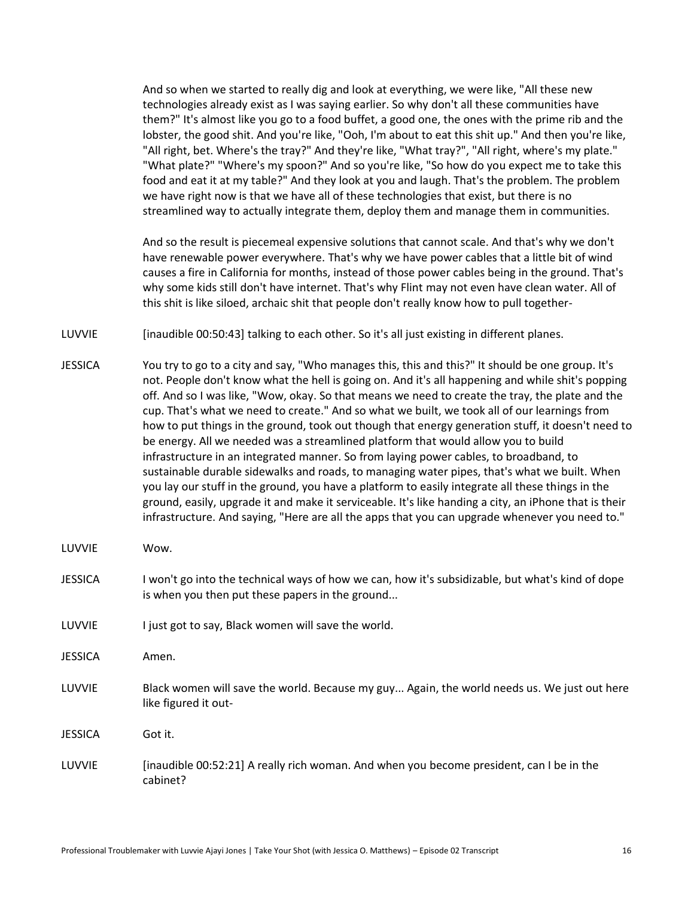And so when we started to really dig and look at everything, we were like, "All these new technologies already exist as I was saying earlier. So why don't all these communities have them?" It's almost like you go to a food buffet, a good one, the ones with the prime rib and the lobster, the good shit. And you're like, "Ooh, I'm about to eat this shit up." And then you're like, "All right, bet. Where's the tray?" And they're like, "What tray?", "All right, where's my plate." "What plate?" "Where's my spoon?" And so you're like, "So how do you expect me to take this food and eat it at my table?" And they look at you and laugh. That's the problem. The problem we have right now is that we have all of these technologies that exist, but there is no streamlined way to actually integrate them, deploy them and manage them in communities.

And so the result is piecemeal expensive solutions that cannot scale. And that's why we don't have renewable power everywhere. That's why we have power cables that a little bit of wind causes a fire in California for months, instead of those power cables being in the ground. That's why some kids still don't have internet. That's why Flint may not even have clean water. All of this shit is like siloed, archaic shit that people don't really know how to pull together-

LUVVIE: [inaudible 00:50:43] talking to each other. So it's all just existing in different planes.

JESSICA: You try to go to a city and say, "Who manages this, this and this?" It should be one group. It's not. People don't know what the hell is going on. And it's all happening and while shit's popping off. And so I was like, "Wow, okay. So that means we need to create the tray, the plate and the cup. That's what we need to create." And so what we built, we took all of our learnings from how to put things in the ground, took out though that energy generation stuff, it doesn't need to be energy. All we needed was a streamlined platform that would allow you to build infrastructure in an integrated manner. So from laying power cables, to broadband, to sustainable durable sidewalks and roads, to managing water pipes, that's what we built. When you lay our stuff in the ground, you have a platform to easily integrate all these things in the ground, easily, upgrade it and make it serviceable. It's like handing a city, an iPhone that is their infrastructure. And saying, "Here are all the apps that you can upgrade whenever you need to."

LUVVIE: Wow.

JESSICA: I won't go into the technical ways of how we can, how it's subsidizable, but what's kind of dope is when you then put these papers in the ground...

LUVVIE: I just got to say, Black women will save the world.

JESSICA: Amen.

LUVVIE: Black women will save the world. Because my guy... Again, the world needs us. We just out here like figured it out-

JESSICA: Got it.

LUVVIE: [inaudible 00:52:21] A really rich woman. And when you become president, can I be in the cabinet?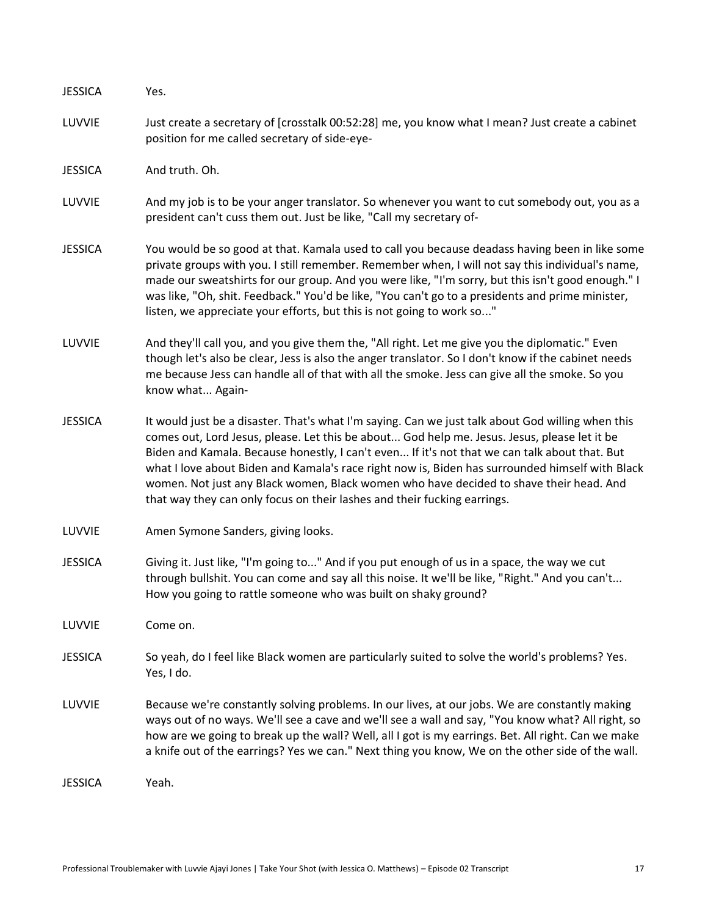JESSICA Yes.

LUVVIE Just create a secretary of [crosstalk 00:52:28] me, you know what I mean? Just create a cabinet position for me called secretary of side-eye-

JESSICA And truth. Oh.

LUVVIE And my job is to be your anger translator. So whenever you want to cut somebody out, you as a president can't cuss them out. Just be like, "Call my secretary of-

JESSICA You would be so good at that. Kamala used to call you because deadass having been in like some private groups with you. I still remember. Remember when, I will not say this individual's name, made our sweatshirts for our group. And you were like, "I'm sorry, but this isn't good enough." I was like, "Oh, shit. Feedback." You'd be like, "You can't go to a presidents and prime minister, listen, we appreciate your efforts, but this is not going to work so..."

LUVVIE And they'll call you, and you give them the, "All right. Let me give you the diplomatic." Even though let's also be clear, Jess is also the anger translator. So I don't know if the cabinet needs me because Jess can handle all of that with all the smoke. Jess can give all the smoke. So you know what... Again-

JESSICA It would just be a disaster. That's what I'm saying. Can we just talk about God willing when this comes out, Lord Jesus, please. Let this be about... God help me. Jesus. Jesus, please let it be Biden and Kamala. Because honestly, I can't even... If it's not that we can talk about that. But what I love about Biden and Kamala's race right now is, Biden has surrounded himself with Black women. Not just any Black women, Black women who have decided to shave their head. And that way they can only focus on their lashes and their fucking earrings.

LUVVIE Amen Symone Sanders, giving looks.

JESSICA Giving it. Just like, "I'm going to..." And if you put enough of us in a space, the way we cut through bullshit. You can come and say all this noise. It we'll be like, "Right." And you can't... How you going to rattle someone who was built on shaky ground?

LUVVIE Come on.

JESSICA So yeah, do I feel like Black women are particularly suited to solve the world's problems? Yes. Yes, I do.

LUVVIE Because we're constantly solving problems. In our lives, at our jobs. We are constantly making ways out of no ways. We'll see a cave and we'll see a wall and say, "You know what? All right, so how are we going to break up the wall? Well, all I got is my earrings. Bet. All right. Can we make a knife out of the earrings? Yes we can." Next thing you know, We on the other side of the wall.

JESSICA Yeah.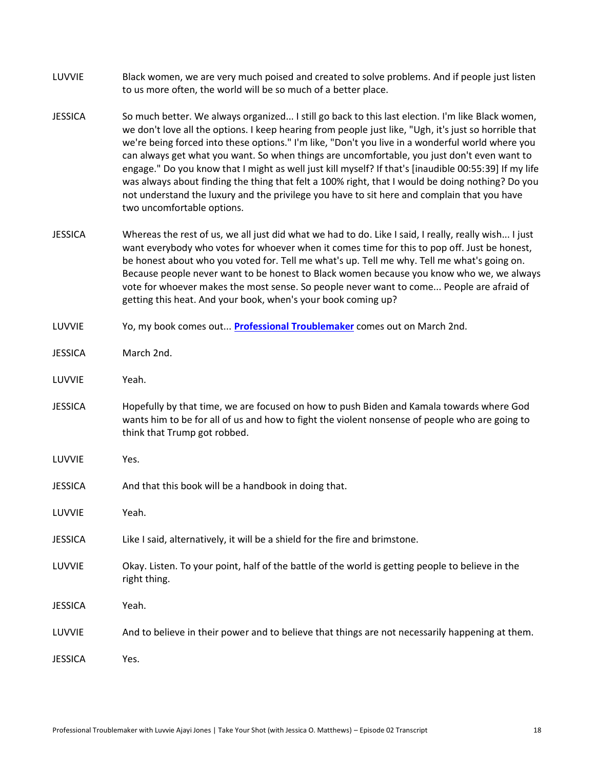LUVVIE Black women, we are very much poised and created to solve problems. And if people just listen to us more often, the world will be so much of a better place.

JESSICA So much better. We always organized... I still go back to this last election. I'm like Black women, we don't love all the options. I keep hearing from people just like, "Ugh, it's just so horrible that we're being forced into these options." I'm like, "Don't you live in a wonderful world where you can always get what you want. So when things are uncomfortable, you just don't even want to engage." Do you know that I might as well just kill myself? If that's [inaudible 00:55:39] If my life was always about finding the thing that felt a 100% right, that I would be doing nothing? Do you not understand the luxury and the privilege you have to sit here and complain that you have two uncomfortable options.

JESSICA Whereas the rest of us, we all just did what we had to do. Like I said, I really, really wish... I just want everybody who votes for whoever when it comes time for this to pop off. Just be honest, be honest about who you voted for. Tell me what's up. Tell me why. Tell me what's going on. Because people never want to be honest to Black women because you know who we, we always vote for whoever makes the most sense. So people never want to come... People are afraid of getting this heat. And your book, when's your book coming up?

LUVVIE Yo, my book comes out... **Professional Troublemaker** comes out on March 2nd.

JESSICA March 2nd.

LUVVIE Yeah.

JESSICA Hopefully by that time, we are focused on how to push Biden and Kamala towards where God wants him to be for all of us and how to fight the violent nonsense of people who are going to think that Trump got robbed.

LUVVIE Yes.

JESSICA And that this book will be a handbook in doing that.

LUVVIE Yeah.

JESSICA Like I said, alternatively, it will be a shield for the fire and brimstone.

LUVVIE Okay. Listen. To your point, half of the battle of the world is getting people to believe in the right thing.

JESSICA Yeah.

LUVVIE And to believe in their power and to believe that things are not necessarily happening at them.

JESSICA Yes.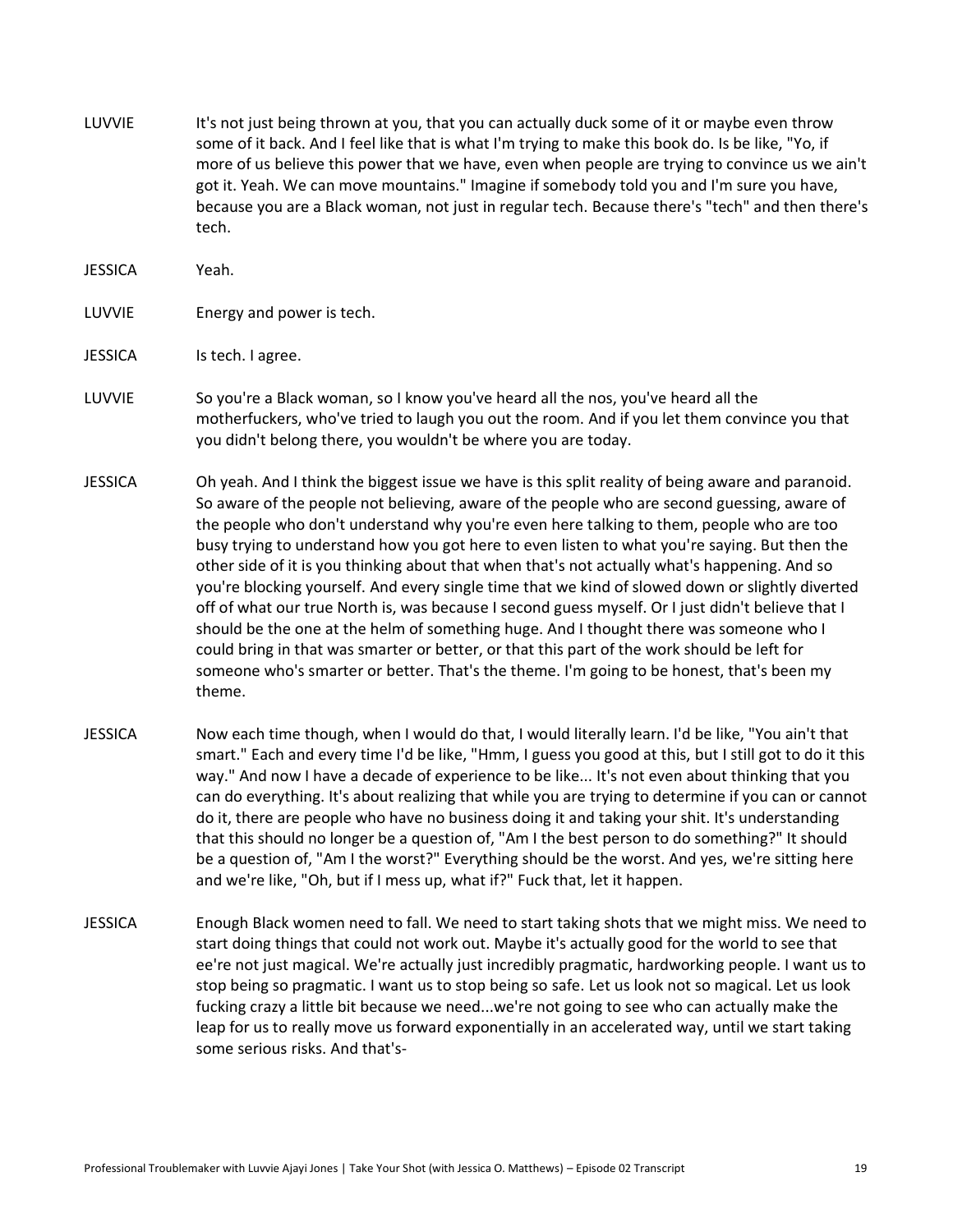LUVVIE It's not just being thrown at you, that you can actually duck some of it or maybe even throw some of it back. And I feel like that is what I'm trying to make this book do. Is be like, "Yo, if more of us believe this power that we have, even when people are trying to convince us we ain't got it. Yeah. We can move mountains." Imagine if somebody told you and I'm sure you have, because you are a Black woman, not just in regular tech. Because there's "tech" and then there's tech.

JESSICA Yeah.

LUVVIE Energy and power is tech.

JESSICA Is tech. I agree.

LUVVIE So you're a Black woman, so I know you've heard all the nos, you've heard all the motherfuckers, who've tried to laugh you out the room. And if you let them convince you that you didn't belong there, you wouldn't be where you are today.

JESSICA Oh yeah. And I think the biggest issue we have is this split reality of being aware and paranoid. So aware of the people not believing, aware of the people who are second guessing, aware of the people who don't understand why you're even here talking to them, people who are too busy trying to understand how you got here to even listen to what you're saying. But then the other side of it is you thinking about that when that's not actually what's happening. And so you're blocking yourself. And every single time that we kind of slowed down or slightly diverted off of what our true North is, was because I second guess myself. Or I just didn't believe that I should be the one at the helm of something huge. And I thought there was someone who I could bring in that was smarter or better, or that this part of the work should be left for someone who's smarter or better. That's the theme. I'm going to be honest, that's been my theme.

JESSICA Now each time though, when I would do that, I would literally learn. I'd be like, "You ain't that smart." Each and every time I'd be like, "Hmm, I guess you good at this, but I still got to do it this way." And now I have a decade of experience to be like... It's not even about thinking that you can do everything. It's about realizing that while you are trying to determine if you can or cannot do it, there are people who have no business doing it and taking your shit. It's understanding that this should no longer be a question of, "Am I the best person to do something?" It should be a question of, "Am I the worst?" Everything should be the worst. And yes, we're sitting here and we're like, "Oh, but if I mess up, what if?" Fuck that, let it happen.

JESSICA Enough Black women need to fall. We need to start taking shots that we might miss. We need to start doing things that could not work out. Maybe it's actually good for the world to see that ee're not just magical. We're actually just incredibly pragmatic, hardworking people. I want us to stop being so pragmatic. I want us to stop being so safe. Let us look not so magical. Let us look fucking crazy a little bit because we need...we're not going to see who can actually make the leap for us to really move us forward exponentially in an accelerated way, until we start taking some serious risks. And that's-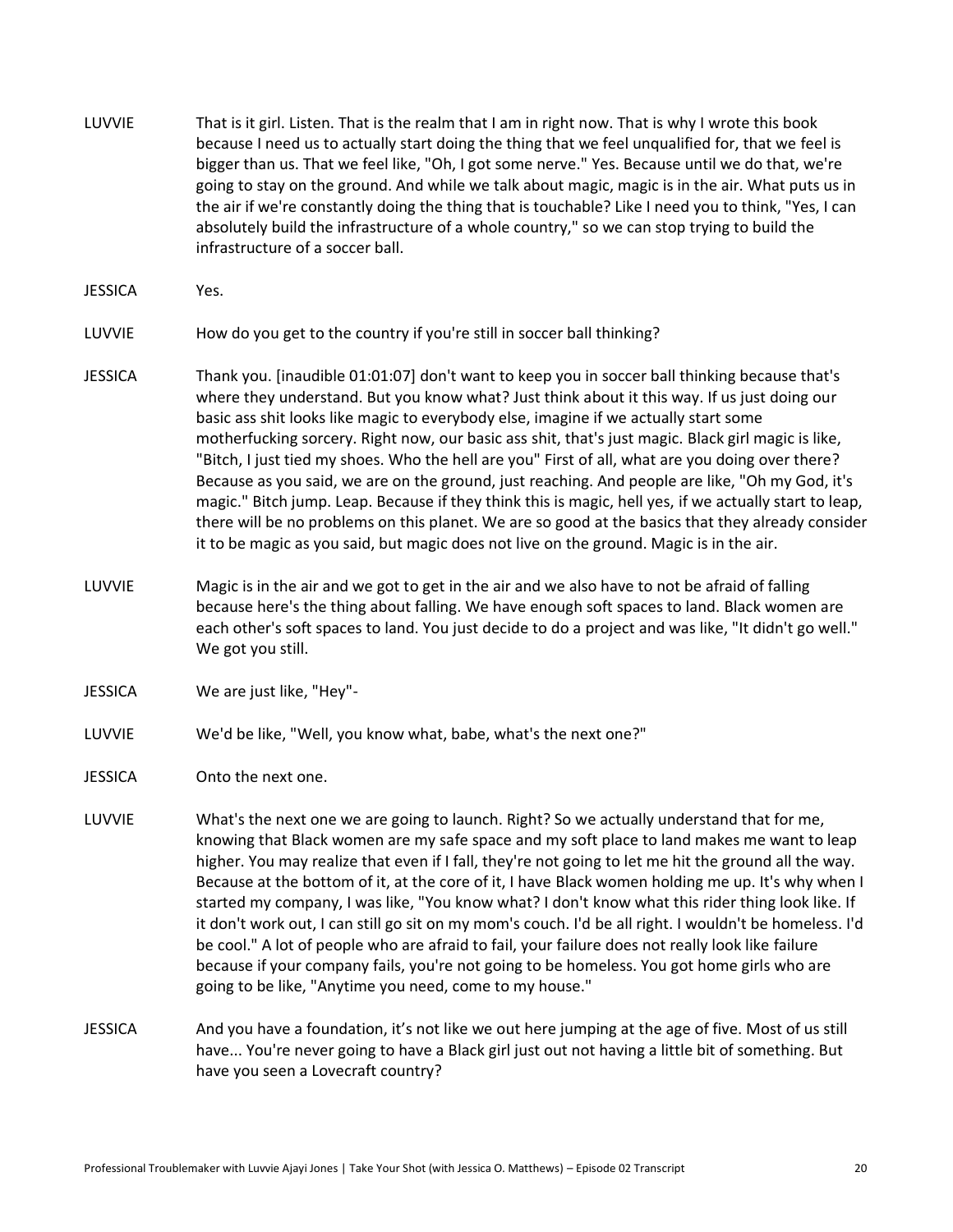LUVVIE That is it girl. Listen. That is the realm that I am in right now. That is why I wrote this book because I need us to actually start doing the thing that we feel unqualified for, that we feel is bigger than us. That we feel like, "Oh, I got some nerve." Yes. Because until we do that, we're going to stay on the ground. And while we talk about magic, magic is in the air. What puts us in the air if we're constantly doing the thing that is touchable? Like I need you to think, "Yes, I can absolutely build the infrastructure of a whole country," so we can stop trying to build the infrastructure of a soccer ball.

JESSICA Yes.

LUVVIE How do you get to the country if you're still in soccer ball thinking?

JESSICA Thank you. [inaudible 01:01:07] don't want to keep you in soccer ball thinking because that's where they understand. But you know what? Just think about it this way. If us just doing our basic ass shit looks like magic to everybody else, imagine if we actually start some motherfucking sorcery. Right now, our basic ass shit, that's just magic. Black girl magic is like, "Bitch, I just tied my shoes. Who the hell are you" First of all, what are you doing over there? Because as you said, we are on the ground, just reaching. And people are like, "Oh my God, it's magic." Bitch jump. Leap. Because if they think this is magic, hell yes, if we actually start to leap, there will be no problems on this planet. We are so good at the basics that they already consider it to be magic as you said, but magic does not live on the ground. Magic is in the air.

LUVVIE Magic is in the air and we got to get in the air and we also have to not be afraid of falling because here's the thing about falling. We have enough soft spaces to land. Black women are each other's soft spaces to land. You just decide to do a project and was like, "It didn't go well." We got you still.

JESSICA We are just like, "Hey"-

LUVVIE We'd be like, "Well, you know what, babe, what's the next one?"

JESSICA Onto the next one.

LUVVIE What's the next one we are going to launch. Right? So we actually understand that for me, knowing that Black women are my safe space and my soft place to land makes me want to leap higher. You may realize that even if I fall, they're not going to let me hit the ground all the way. Because at the bottom of it, at the core of it, I have Black women holding me up. It's why when I started my company, I was like, "You know what? I don't know what this rider thing look like. If it don't work out, I can still go sit on my mom's couch. I'd be all right. I wouldn't be homeless. I'd be cool." A lot of people who are afraid to fail, your failure does not really look like failure because if your company fails, you're not going to be homeless. You got home girls who are going to be like, "Anytime you need, come to my house."

JESSICA And you have a foundation, it's not like we out here jumping at the age of five. Most of us still have... You're never going to have a Black girl just out not having a little bit of something. But have you seen a Lovecraft country?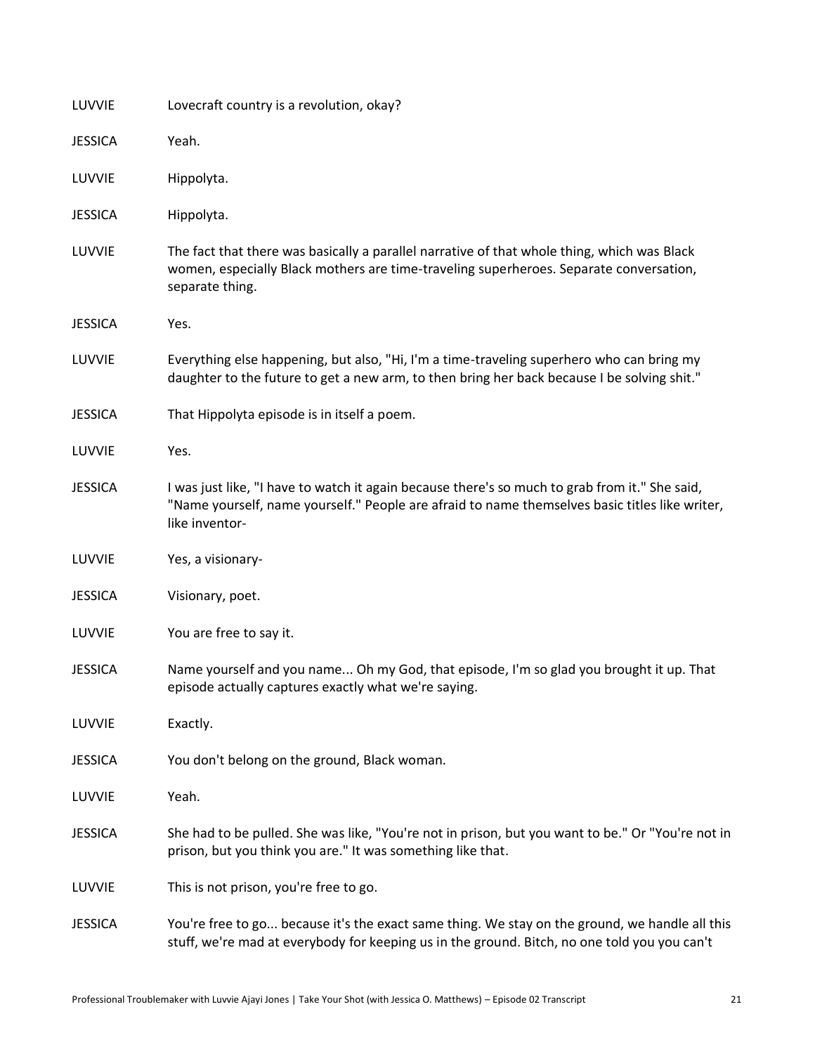LUVVIE Lovecraft country is a revolution, okay?

JESSICA Yeah.

LUVVIE Hippolyta.

JESSICA Hippolyta.

LUVVIE The fact that there was basically a parallel narrative of that whole thing, which was Black women, especially Black mothers are time-traveling superheroes. Separate conversation, separate thing.

JESSICA Yes.

LUVVIE Everything else happening, but also, "Hi, I'm a time-traveling superhero who can bring my daughter to the future to get a new arm, to then bring her back because I be solving shit."

JESSICA That Hippolyta episode is in itself a poem.

LUVVIE Yes.

JESSICA I was just like, "I have to watch it again because there's so much to grab from it." She said, "Name yourself, name yourself." People are afraid to name themselves basic titles like writer, like inventor-

LUVVIE Yes, a visionary-

JESSICA Visionary, poet.

LUVVIE You are free to say it.

JESSICA Name yourself and you name... Oh my God, that episode, I'm so glad you brought it up. That episode actually captures exactly what we're saying.

LUVVIE Exactly.

JESSICA You don't belong on the ground, Black woman.

LUVVIE Yeah.

JESSICA She had to be pulled. She was like, "You're not in prison, but you want to be." Or "You're not in prison, but you think you are." It was something like that.

LUVVIE This is not prison, you're free to go.

JESSICA You're free to go... because it's the exact same thing. We stay on the ground, we handle all this stuff, we're mad at everybody for keeping us in the ground. Bitch, no one told you you can't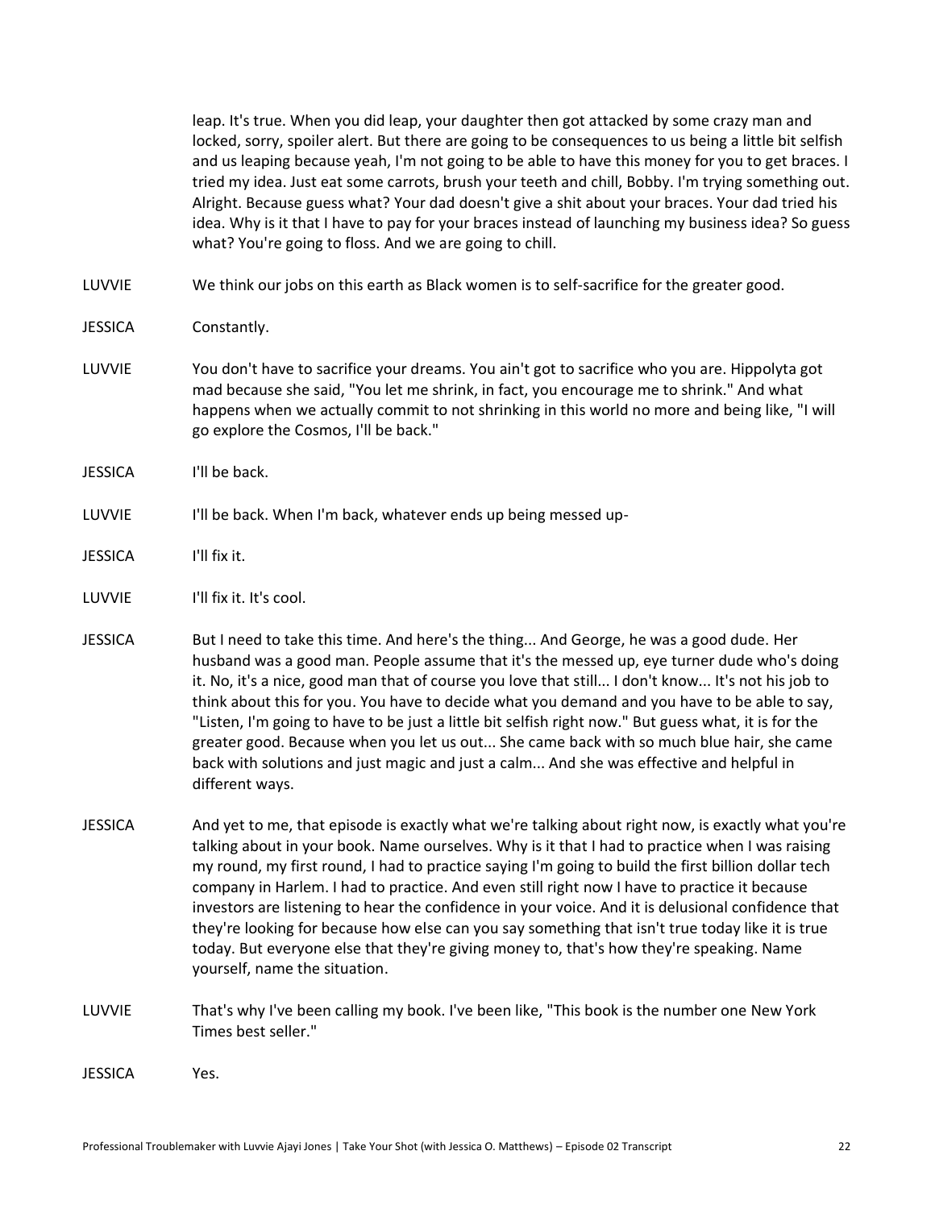leap. It's true. When you did leap, your daughter then got attacked by some crazy man and locked, sorry, spoiler alert. But there are going to be consequences to us being a little bit selfish and us leaping because yeah, I'm not going to be able to have this money for you to get braces. I tried my idea. Just eat some carrots, brush your teeth and chill, Bobby. I'm trying something out. Alright. Because guess what? Your dad doesn't give a shit about your braces. Your dad tried his idea. Why is it that I have to pay for your braces instead of launching my business idea? So guess what? You're going to floss. And we are going to chill.

LUVVIE We think our jobs on this earth as Black women is to self-sacrifice for the greater good.

JESSICA Constantly.

LUVVIE You don't have to sacrifice your dreams. You ain't got to sacrifice who you are. Hippolyta got mad because she said, "You let me shrink, in fact, you encourage me to shrink." And what happens when we actually commit to not shrinking in this world no more and being like, "I will go explore the Cosmos, I'll be back."

JESSICA I'll be back.

LUVVIE I'll be back. When I'm back, whatever ends up being messed up-

JESSICA I'll fix it.

LUVVIE I'll fix it. It's cool.

JESSICA But I need to take this time. And here's the thing... And George, he was a good dude. Her husband was a good man. People assume that it's the messed up, eye turner dude who's doing it. No, it's a nice, good man that of course you love that still... I don't know... It's not his job to think about this for you. You have to decide what you demand and you have to be able to say, "Listen, I'm going to have to be just a little bit selfish right now." But guess what, it is for the greater good. Because when you let us out... She came back with so much blue hair, she came back with solutions and just magic and just a calm... And she was effective and helpful in different ways.

JESSICA And yet to me, that episode is exactly what we're talking about right now, is exactly what you're talking about in your book. Name ourselves. Why is it that I had to practice when I was raising my round, my first round, I had to practice saying I'm going to build the first billion dollar tech company in Harlem. I had to practice. And even still right now I have to practice it because investors are listening to hear the confidence in your voice. And it is delusional confidence that they're looking for because how else can you say something that isn't true today like it is true today. But everyone else that they're giving money to, that's how they're speaking. Name yourself, name the situation.

LUVVIE That's why I've been calling my book. I've been like, "This book is the number one New York Times best seller."

JESSICA Yes.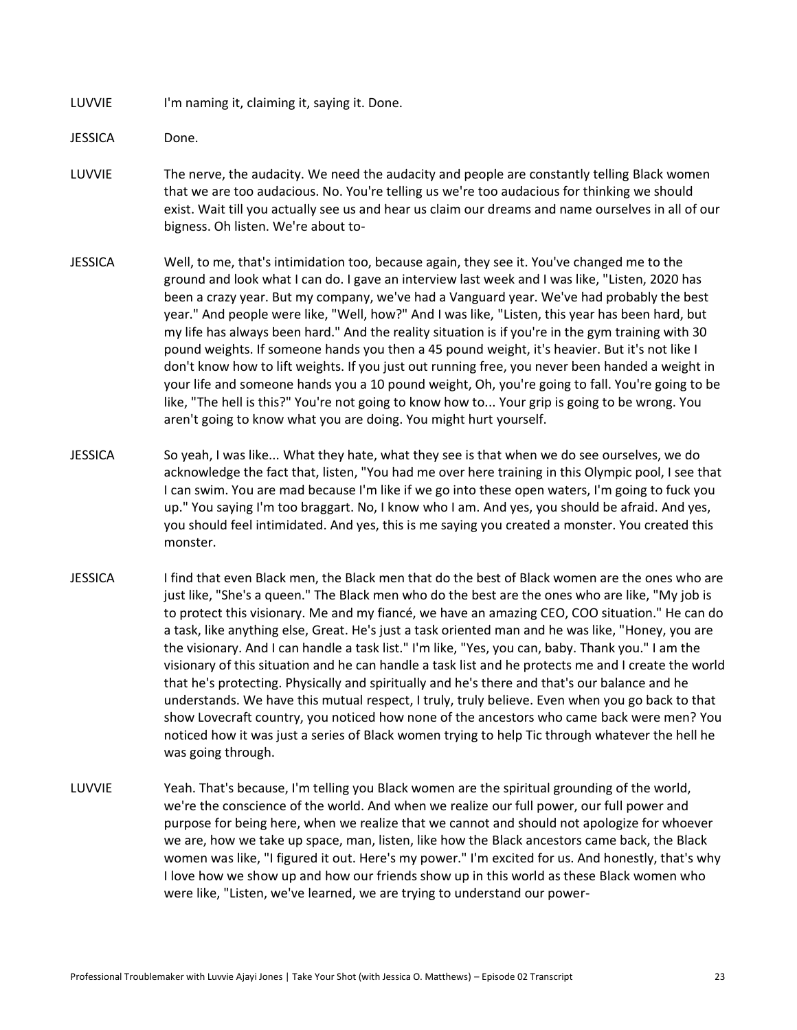LUVVIE I'm naming it, claiming it, saying it. Done.

JESSICA Done.

LUVVIE The nerve, the audacity. We need the audacity and people are constantly telling Black women that we are too audacious. No. You're telling us we're too audacious for thinking we should exist. Wait till you actually see us and hear us claim our dreams and name ourselves in all of our bigness. Oh listen. We're about to-

JESSICA Well, to me, that's intimidation too, because again, they see it. You've changed me to the ground and look what I can do. I gave an interview last week and I was like, "Listen, 2020 has been a crazy year. But my company, we've had a Vanguard year. We've had probably the best year." And people were like, "Well, how?" And I was like, "Listen, this year has been hard, but my life has always been hard." And the reality situation is if you're in the gym training with 30 pound weights. If someone hands you then a 45 pound weight, it's heavier. But it's not like I don't know how to lift weights. If you just out running free, you never been handed a weight in your life and someone hands you a 10 pound weight, Oh, you're going to fall. You're going to be like, "The hell is this?" You're not going to know how to... Your grip is going to be wrong. You aren't going to know what you are doing. You might hurt yourself.

JESSICA So yeah, I was like... What they hate, what they see is that when we do see ourselves, we do acknowledge the fact that, listen, "You had me over here training in this Olympic pool, I see that I can swim. You are mad because I'm like if we go into these open waters, I'm going to fuck you up." You saying I'm too braggart. No, I know who I am. And yes, you should be afraid. And yes, you should feel intimidated. And yes, this is me saying you created a monster. You created this monster.

JESSICA I find that even Black men, the Black men that do the best of Black women are the ones who are just like, "She's a queen." The Black men who do the best are the ones who are like, "My job is to protect this visionary. Me and my fiancé, we have an amazing CEO, COO situation." He can do a task, like anything else, Great. He's just a task oriented man and he was like, "Honey, you are the visionary. And I can handle a task list." I'm like, "Yes, you can, baby. Thank you." I am the visionary of this situation and he can handle a task list and he protects me and I create the world that he's protecting. Physically and spiritually and he's there and that's our balance and he understands. We have this mutual respect, I truly, truly believe. Even when you go back to that show Lovecraft country, you noticed how none of the ancestors who came back were men? You noticed how it was just a series of Black women trying to help Tic through whatever the hell he was going through.

LUVVIE Yeah. That's because, I'm telling you Black women are the spiritual grounding of the world, we're the conscience of the world. And when we realize our full power, our full power and purpose for being here, when we realize that we cannot and should not apologize for whoever we are, how we take up space, man, listen, like how the Black ancestors came back, the Black women was like, "I figured it out. Here's my power." I'm excited for us. And honestly, that's why I love how we show up and how our friends show up in this world as these Black women who were like, "Listen, we've learned, we are trying to understand our power-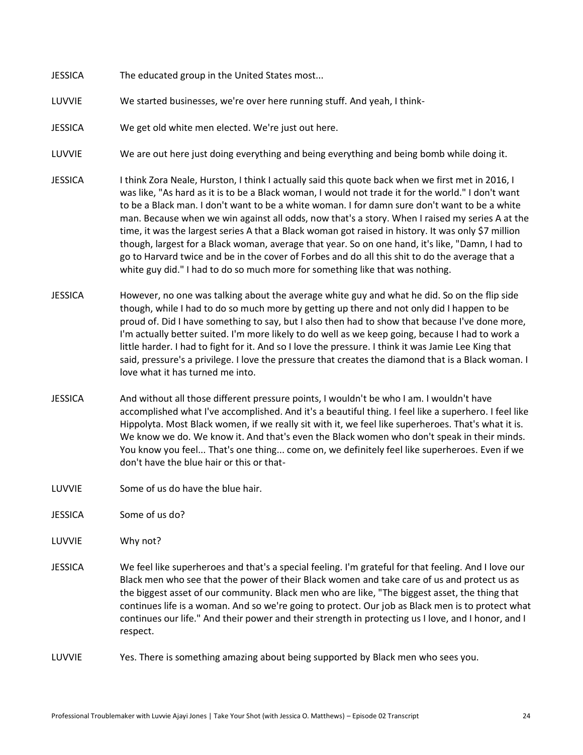JESSICA The educated group in the United States most...

LUVVIE We started businesses, we're over here running stuff. And yeah, I think-

JESSICA We get old white men elected. We're just out here.

LUVVIE We are out here just doing everything and being everything and being bomb while doing it.

JESSICA I think Zora Neale, Hurston, I think I actually said this quote back when we first met in 2016, I was like, "As hard as it is to be a Black woman, I would not trade it for the world." I don't want to be a Black man. I don't want to be a white woman. I for damn sure don't want to be a white man. Because when we win against all odds, now that's a story. When I raised my series A at the time, it was the largest series A that a Black woman got raised in history. It was only $7 million though, largest for a Black woman, average that year. So on one hand, it's like, "Damn, I had to go to Harvard twice and be in the cover of Forbes and do all this shit to do the average that a white guy did." I had to do so much more for something like that was nothing.

JESSICA However, no one was talking about the average white guy and what he did. So on the flip side though, while I had to do so much more by getting up there and not only did I happen to be proud of. Did I have something to say, but I also then had to show that because I've done more, I'm actually better suited. I'm more likely to do well as we keep going, because I had to work a little harder. I had to fight for it. And so I love the pressure. I think it was Jamie Lee King that said, pressure's a privilege. I love the pressure that creates the diamond that is a Black woman. I love what it has turned me into.

JESSICA And without all those different pressure points, I wouldn't be who I am. I wouldn't have accomplished what I've accomplished. And it's a beautiful thing. I feel like a superhero. I feel like Hippolyta. Most Black women, if we really sit with it, we feel like superheroes. That's what it is. We know we do. We know it. And that's even the Black women who don't speak in their minds. You know you feel... That's one thing... come on, we definitely feel like superheroes. Even if we don't have the blue hair or this or that-

LUVVIE Some of us do have the blue hair.

JESSICA Some of us do?

LUVVIE Why not?

JESSICA We feel like superheroes and that's a special feeling. I'm grateful for that feeling. And I love our Black men who see that the power of their Black women and take care of us and protect us as the biggest asset of our community. Black men who are like, "The biggest asset, the thing that continues life is a woman. And so we're going to protect. Our job as Black men is to protect what continues our life." And their power and their strength in protecting us I love, and I honor, and I respect.

LUVVIE Yes. There is something amazing about being supported by Black men who sees you.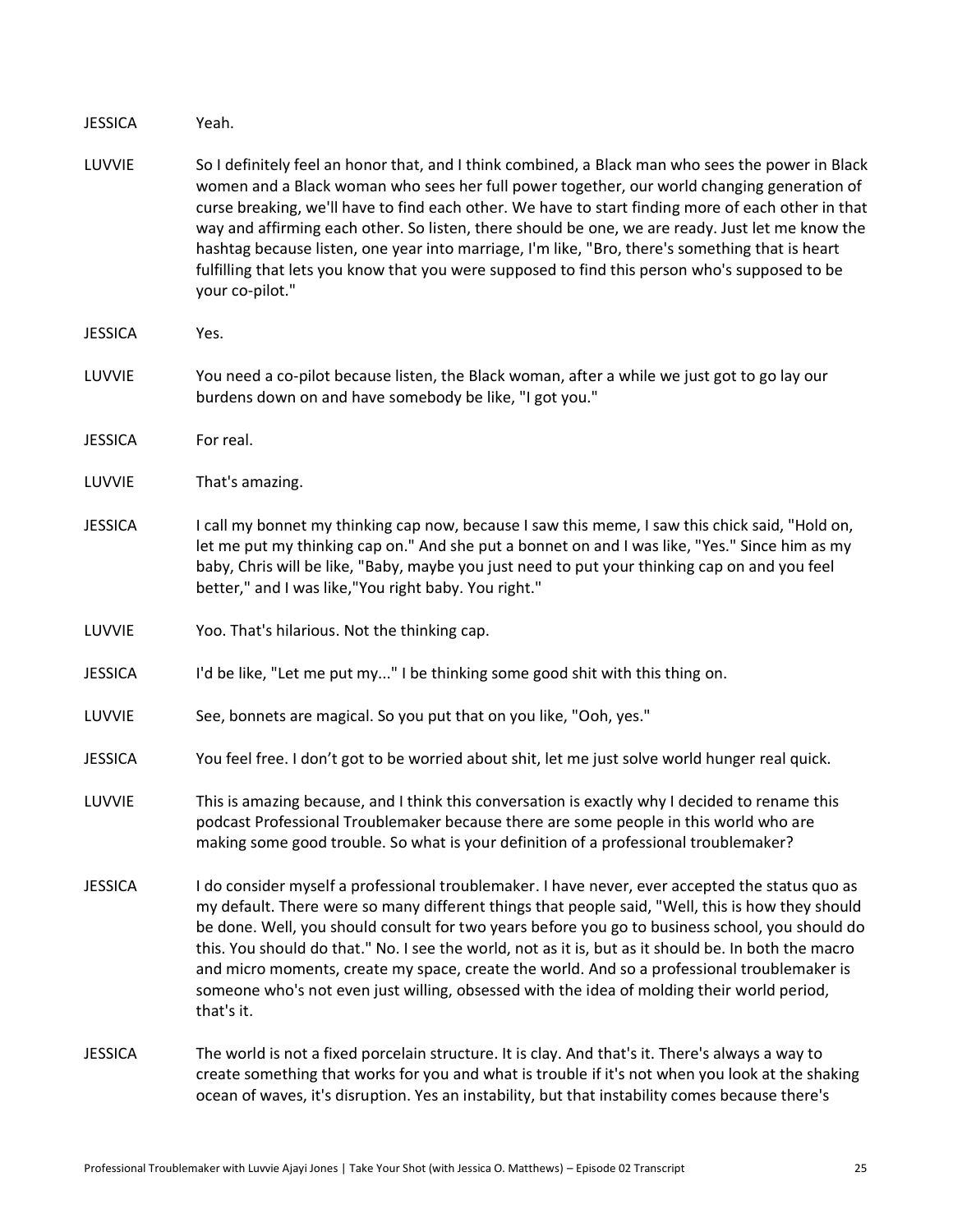JESSICA Yeah.

LUVVIE So I definitely feel an honor that, and I think combined, a Black man who sees the power in Black women and a Black woman who sees her full power together, our world changing generation of curse breaking, we'll have to find each other. We have to start finding more of each other in that way and affirming each other. So listen, there should be one, we are ready. Just let me know the hashtag because listen, one year into marriage, I'm like, "Bro, there's something that is heart fulfilling that lets you know that you were supposed to find this person who's supposed to be your co-pilot."

JESSICA Yes.

LUVVIE You need a co-pilot because listen, the Black woman, after a while we just got to go lay our burdens down on and have somebody be like, "I got you."

JESSICA For real.

LUVVIE That's amazing.

JESSICA I call my bonnet my thinking cap now, because I saw this meme, I saw this chick said, "Hold on, let me put my thinking cap on." And she put a bonnet on and I was like, "Yes." Since him as my baby, Chris will be like, "Baby, maybe you just need to put your thinking cap on and you feel better," and I was like,"You right baby. You right."

LUVVIE Yoo. That's hilarious. Not the thinking cap.

JESSICA I'd be like, "Let me put my..." I be thinking some good shit with this thing on.

LUVVIE See, bonnets are magical. So you put that on you like, "Ooh, yes."

JESSICA You feel free. I don't got to be worried about shit, let me just solve world hunger real quick.

LUVVIE This is amazing because, and I think this conversation is exactly why I decided to rename this podcast Professional Troublemaker because there are some people in this world who are making some good trouble. So what is your definition of a professional troublemaker?

JESSICA I do consider myself a professional troublemaker. I have never, ever accepted the status quo as my default. There were so many different things that people said, "Well, this is how they should be done. Well, you should consult for two years before you go to business school, you should do this. You should do that." No. I see the world, not as it is, but as it should be. In both the macro and micro moments, create my space, create the world. And so a professional troublemaker is someone who's not even just willing, obsessed with the idea of molding their world period, that's it.

JESSICA The world is not a fixed porcelain structure. It is clay. And that's it. There's always a way to create something that works for you and what is trouble if it's not when you look at the shaking ocean of waves, it's disruption. Yes an instability, but that instability comes because there's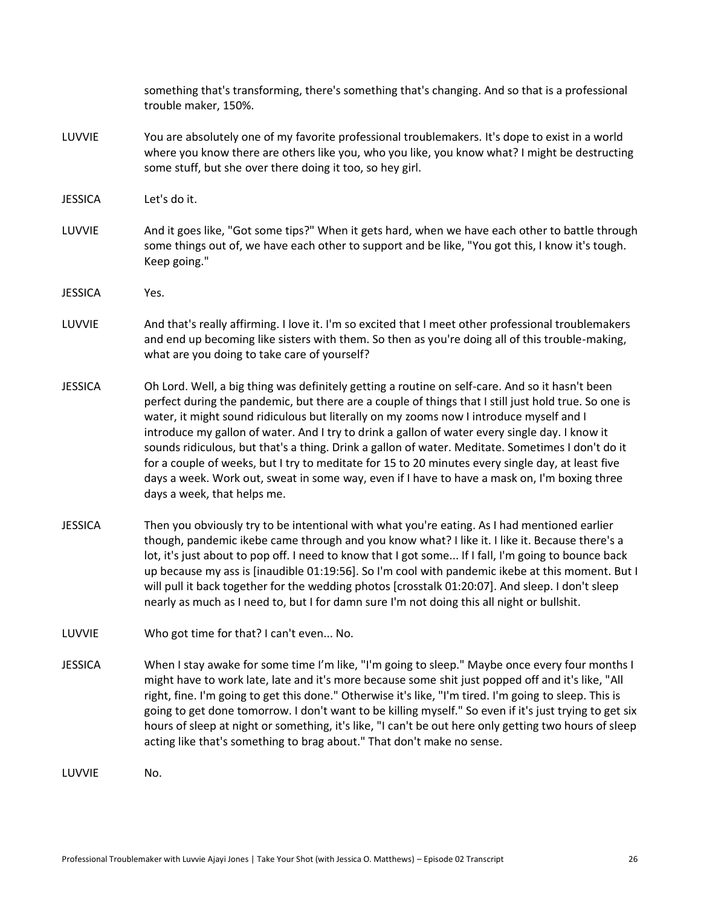something that's transforming, there's something that's changing. And so that is a professional trouble maker, 150%.

LUVVIE You are absolutely one of my favorite professional troublemakers. It's dope to exist in a world where you know there are others like you, who you like, you know what? I might be destructing some stuff, but she over there doing it too, so hey girl.

JESSICA Let's do it.

LUVVIE And it goes like, "Got some tips?" When it gets hard, when we have each other to battle through some things out of, we have each other to support and be like, "You got this, I know it's tough. Keep going."

JESSICA Yes.

LUVVIE And that's really affirming. I love it. I'm so excited that I meet other professional troublemakers and end up becoming like sisters with them. So then as you're doing all of this trouble-making, what are you doing to take care of yourself?

JESSICA Oh Lord. Well, a big thing was definitely getting a routine on self-care. And so it hasn't been perfect during the pandemic, but there are a couple of things that I still just hold true. So one is water, it might sound ridiculous but literally on my zooms now I introduce myself and I introduce my gallon of water. And I try to drink a gallon of water every single day. I know it sounds ridiculous, but that's a thing. Drink a gallon of water. Meditate. Sometimes I don't do it for a couple of weeks, but I try to meditate for 15 to 20 minutes every single day, at least five days a week. Work out, sweat in some way, even if I have to have a mask on, I'm boxing three days a week, that helps me.

JESSICA Then you obviously try to be intentional with what you're eating. As I had mentioned earlier though, pandemic ikebe came through and you know what? I like it. I like it. Because there's a lot, it's just about to pop off. I need to know that I got some... If I fall, I'm going to bounce back up because my ass is [inaudible 01:19:56]. So I'm cool with pandemic ikebe at this moment. But I will pull it back together for the wedding photos [crosstalk 01:20:07]. And sleep. I don't sleep nearly as much as I need to, but I for damn sure I'm not doing this all night or bullshit.

LUVVIE Who got time for that? I can't even... No.

JESSICA When I stay awake for some time I'm like, "I'm going to sleep." Maybe once every four months I might have to work late, late and it's more because some shit just popped off and it's like, "All right, fine. I'm going to get this done." Otherwise it's like, "I'm tired. I'm going to sleep. This is going to get done tomorrow. I don't want to be killing myself." So even if it's just trying to get six hours of sleep at night or something, it's like, "I can't be out here only getting two hours of sleep acting like that's something to brag about." That don't make no sense.

LUVVIE No.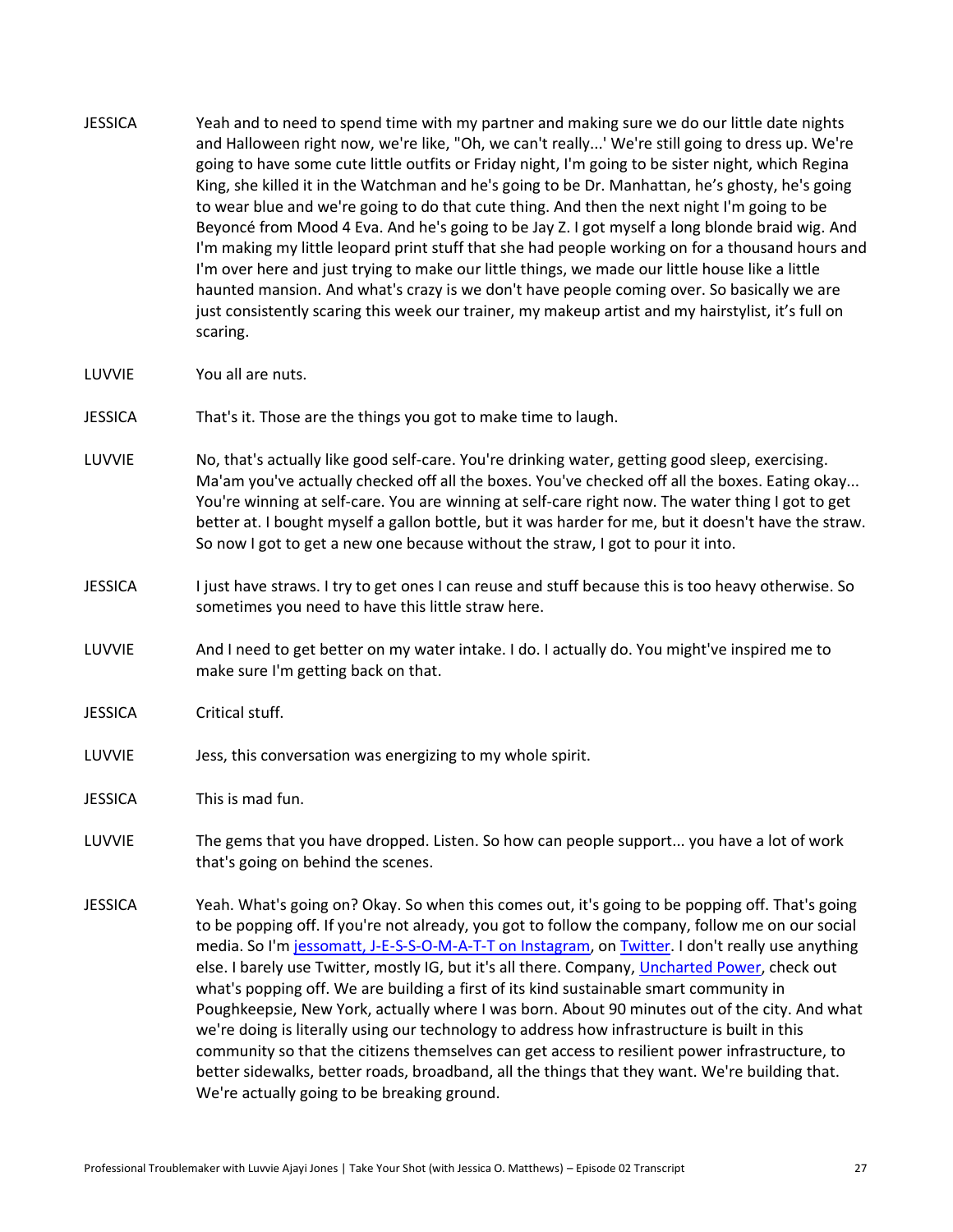JESSICA Yeah and to need to spend time with my partner and making sure we do our little date nights and Halloween right now, we're like, "Oh, we can't really...' We're still going to dress up. We're going to have some cute little outfits or Friday night, I'm going to be sister night, which Regina King, she killed it in the Watchman and he's going to be Dr. Manhattan, he's ghosty, he's going to wear blue and we're going to do that cute thing. And then the next night I'm going to be Beyoncé from Mood 4 Eva. And he's going to be Jay Z. I got myself a long blonde braid wig. And I'm making my little leopard print stuff that she had people working on for a thousand hours and I'm over here and just trying to make our little things, we made our little house like a little haunted mansion. And what's crazy is we don't have people coming over. So basically we are just consistently scaring this week our trainer, my makeup artist and my hairstylist, it's full on scaring.

LUVVIE You all are nuts.

JESSICA That's it. Those are the things you got to make time to laugh.

LUVVIE No, that's actually like good self-care. You're drinking water, getting good sleep, exercising. Ma'am you've actually checked off all the boxes. You've checked off all the boxes. Eating okay... You're winning at self-care. You are winning at self-care right now. The water thing I got to get better at. I bought myself a gallon bottle, but it was harder for me, but it doesn't have the straw. So now I got to get a new one because without the straw, I got to pour it into.

JESSICA I just have straws. I try to get ones I can reuse and stuff because this is too heavy otherwise. So sometimes you need to have this little straw here.

LUVVIE And I need to get better on my water intake. I do. I actually do. You might've inspired me to make sure I'm getting back on that.

JESSICA Critical stuff.

LUVVIE Jess, this conversation was energizing to my whole spirit.

JESSICA This is mad fun.

LUVVIE The gems that you have dropped. Listen. So how can people support... you have a lot of work that's going on behind the scenes.

JESSICA Yeah. What's going on? Okay. So when this comes out, it's going to be popping off. That's going to be popping off. If you're not already, you got to follow the company, follow me on our social media. So I'm jessomatt, J-E-S-S-O-M-A-T-T on Instagram, on Twitter. I don't really use anything else. I barely use Twitter, mostly IG, but it's all there. Company, Uncharted Power, check out what's popping off. We are building a first of its kind sustainable smart community in Poughkeepsie, New York, actually where I was born. About 90 minutes out of the city. And what we're doing is literally using our technology to address how infrastructure is built in this community so that the citizens themselves can get access to resilient power infrastructure, to better sidewalks, better roads, broadband, all the things that they want. We're building that. We're actually going to be breaking ground.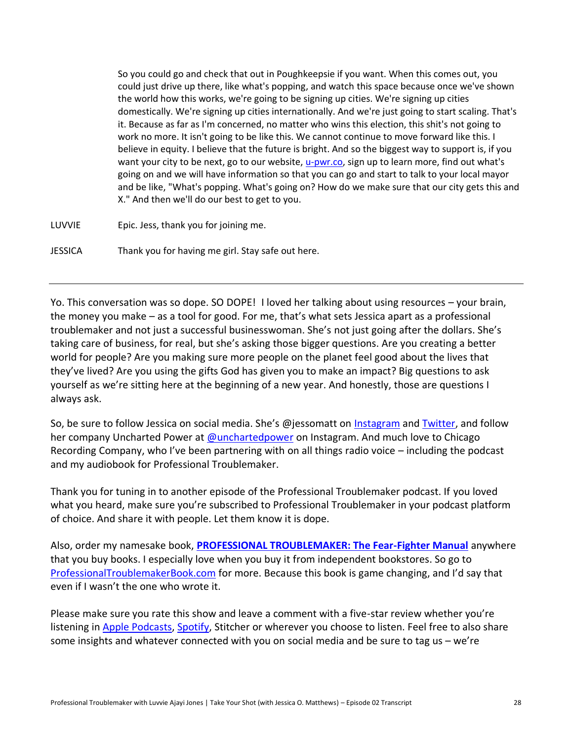So you could go and check that out in Poughkeepsie if you want. When this comes out, you could just drive up there, like what's popping, and watch this space because once we've shown the world how this works, we're going to be signing up cities. We're signing up cities domestically. We're signing up cities internationally. And we're just going to start scaling. That's it. Because as far as I'm concerned, no matter who wins this election, this shit's not going to work no more. It isn't going to be like this. We cannot continue to move forward like this. I believe in equity. I believe that the future is bright. And so the biggest way to support is, if you want your city to be next, go to our website, [u-pwr.co](u-pwr.co), sign up to learn more, find out what's going on and we will have information so that you can go and start to talk to your local mayor and be like, "What's popping. What's going on? How do we make sure that our city gets this and X." And then we'll do our best to get to you.

LUVVIE: Epic. Jess, thank you for joining me.

JESSICA: Thank you for having me girl. Stay safe out here.

---

Yo. This conversation was so dope. SO DOPE! I loved her talking about using resources – your brain, the money you make – as a tool for good. For me, that's what sets Jessica apart as a professional troublemaker and not just a successful businesswoman. She's not just going after the dollars. She's taking care of business, for real, but she's asking those bigger questions. Are you creating a better world for people? Are you making sure more people on the planet feel good about the lives that they've lived? Are you using the gifts God has given you to make an impact? Big questions to ask yourself as we're sitting here at the beginning of a new year. And honestly, those are questions I always ask.

So, be sure to follow Jessica on social media. She's @jessomatt on [Instagram]() and [Twitter](), and follow her company Uncharted Power at [@unchartedpower]() on Instagram. And much love to Chicago Recording Company, who I've been partnering with on all things radio voice – including the podcast and my audiobook for Professional Troublemaker.

Thank you for tuning in to another episode of the Professional Troublemaker podcast. If you loved what you heard, make sure you're subscribed to Professional Troublemaker in your podcast platform of choice. And share it with people. Let them know it is dope.

Also, order my namesake book, **[PROFESSIONAL TROUBLEMAKER: The Fear-Fighter Manual]()** anywhere that you buy books. I especially love when you buy it from independent bookstores. So go to [ProfessionalTroublemakerBook.com]() for more. Because this book is game changing, and I'd say that even if I wasn't the one who wrote it.

Please make sure you rate this show and leave a comment with a five-star review whether you're listening in [Apple Podcasts](), [Spotify](), Stitcher or wherever you choose to listen. Feel free to also share some insights and whatever connected with you on social media and be sure to tag us – we're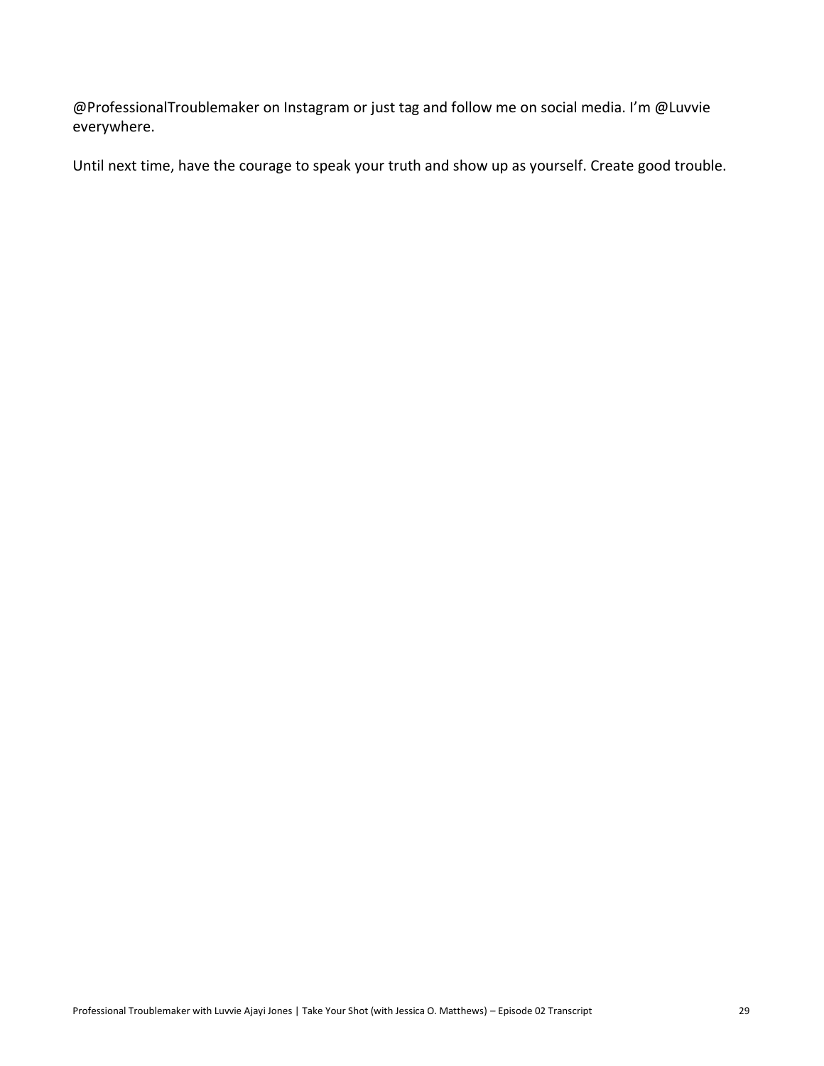@ProfessionalTroublemaker on Instagram or just tag and follow me on social media. I'm @Luvvie everywhere.

Until next time, have the courage to speak your truth and show up as yourself. Create good trouble.